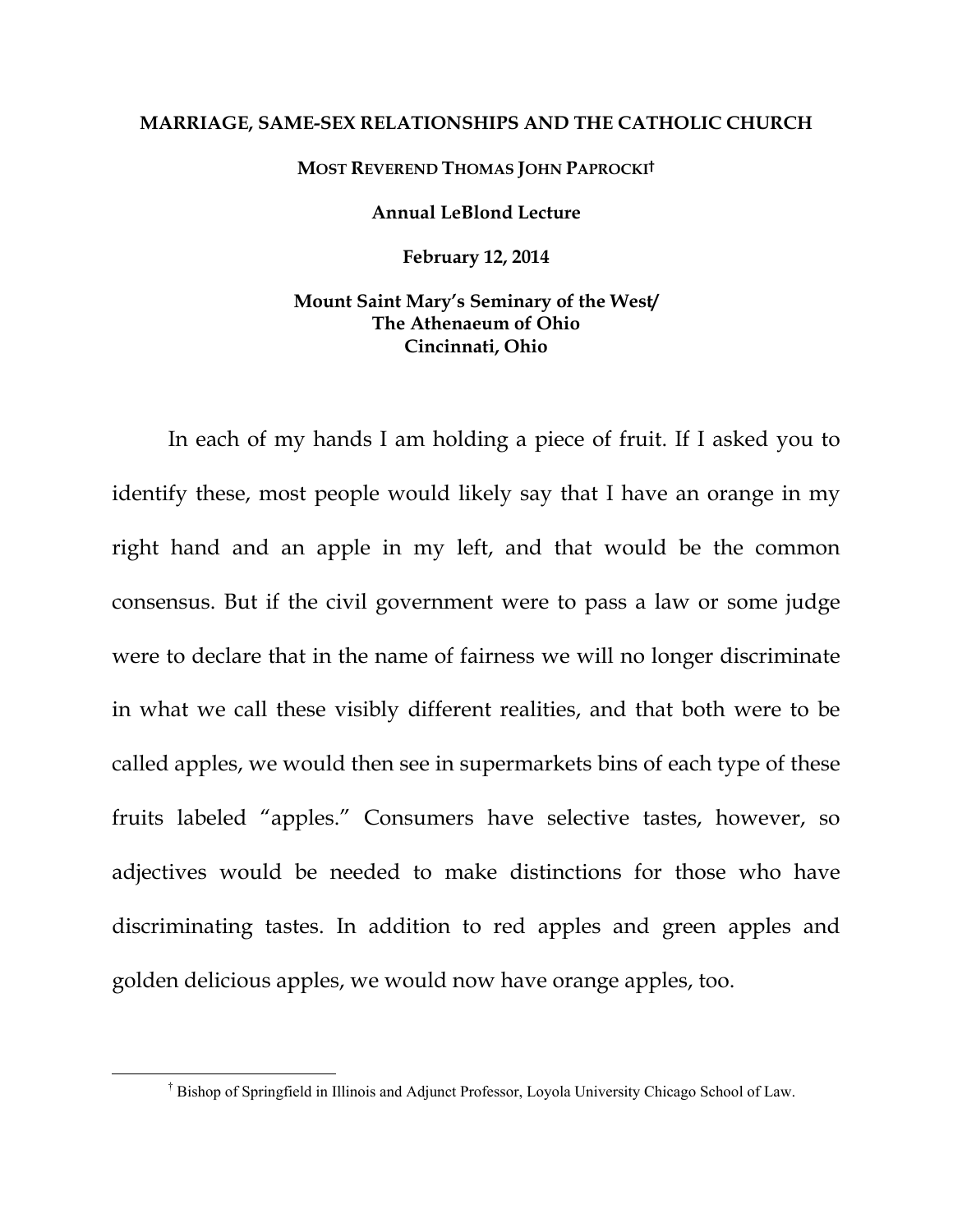# MARRIAGE, SAME-SEX RELATIONSHIPS AND THE CATHOLIC CHURCH

**MOST REVEREND THOMAS JOHN PAPROCKI†**

**Annual LeBlond Lecture**

**February 12, 2014**

**Mount Saint Mary's Seminary of the West/**
**The Athenaeum of Ohio**
**Cincinnati, Ohio**

In each of my hands I am holding a piece of fruit. If I asked you to identify these, most people would likely say that I have an orange in my right hand and an apple in my left, and that would be the common consensus. But if the civil government were to pass a law or some judge were to declare that in the name of fairness we will no longer discriminate in what we call these visibly different realities, and that both were to be called apples, we would then see in supermarkets bins of each type of these fruits labeled "apples." Consumers have selective tastes, however, so adjectives would be needed to make distinctions for those who have discriminating tastes. In addition to red apples and green apples and golden delicious apples, we would now have orange apples, too.

---

† Bishop of Springfield in Illinois and Adjunct Professor, Loyola University Chicago School of Law.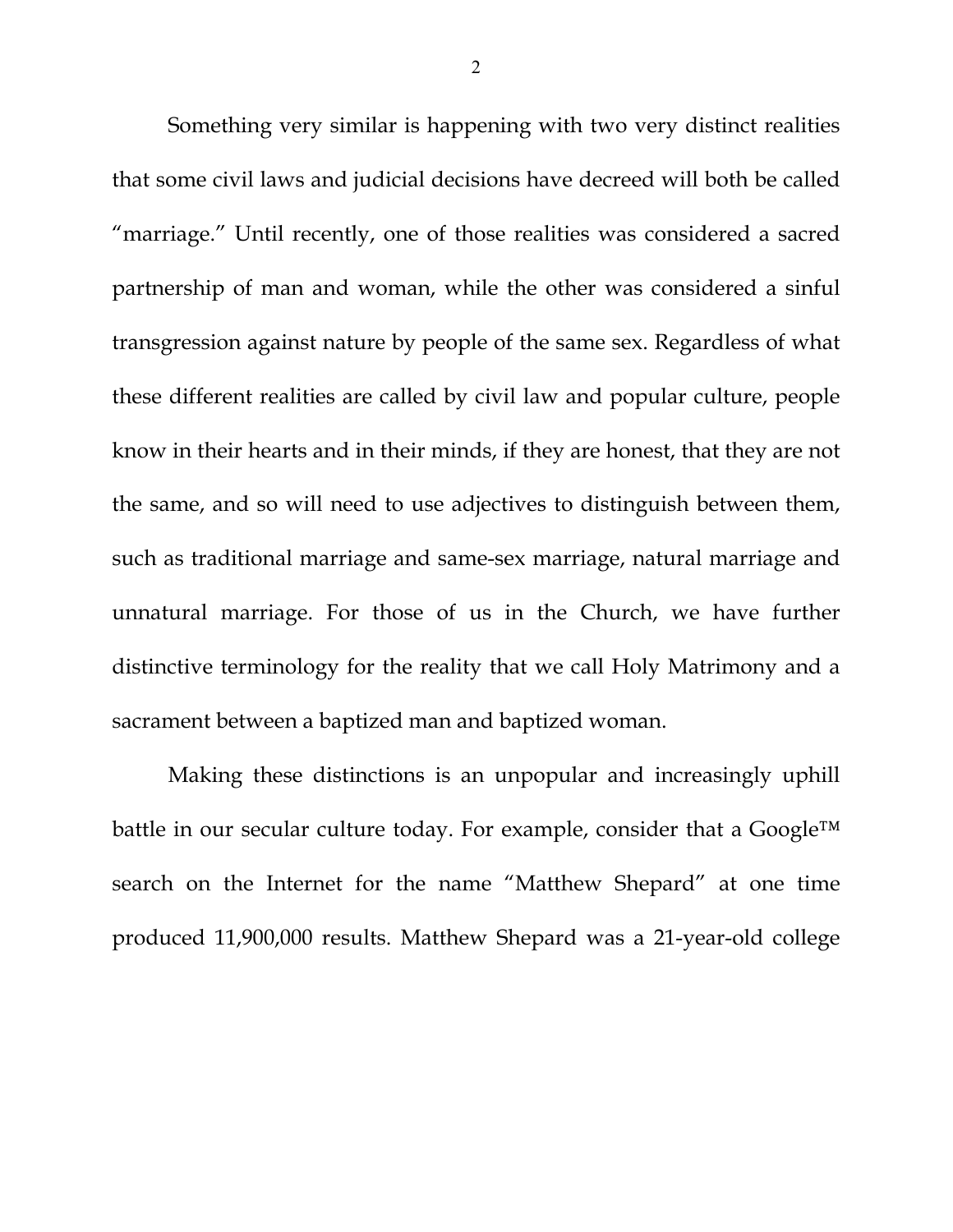Something very similar is happening with two very distinct realities that some civil laws and judicial decisions have decreed will both be called "marriage." Until recently, one of those realities was considered a sacred partnership of man and woman, while the other was considered a sinful transgression against nature by people of the same sex. Regardless of what these different realities are called by civil law and popular culture, people know in their hearts and in their minds, if they are honest, that they are not the same, and so will need to use adjectives to distinguish between them, such as traditional marriage and same-sex marriage, natural marriage and unnatural marriage. For those of us in the Church, we have further distinctive terminology for the reality that we call Holy Matrimony and a sacrament between a baptized man and baptized woman.

Making these distinctions is an unpopular and increasingly uphill battle in our secular culture today. For example, consider that a Google™ search on the Internet for the name "Matthew Shepard" at one time produced 11,900,000 results. Matthew Shepard was a 21-year-old college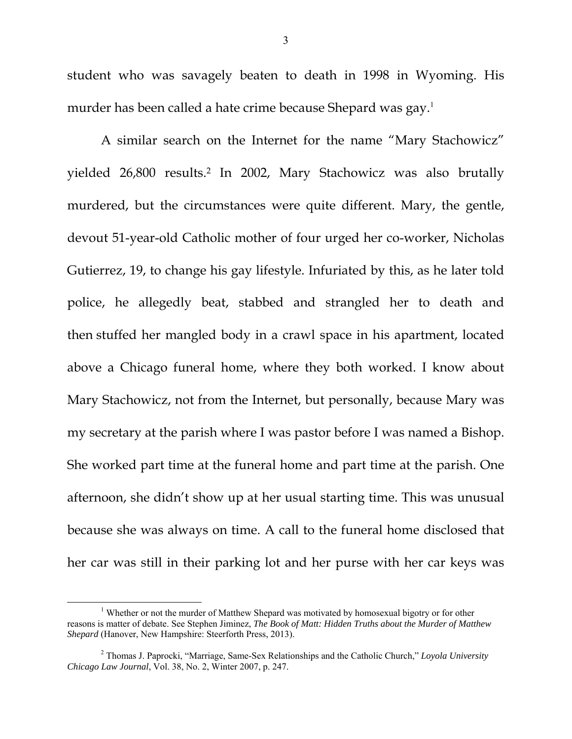student who was savagely beaten to death in 1998 in Wyoming. His murder has been called a hate crime because Shepard was gay.[1]

A similar search on the Internet for the name "Mary Stachowicz" yielded 26,800 results.[2] In 2002, Mary Stachowicz was also brutally murdered, but the circumstances were quite different. Mary, the gentle, devout 51-year-old Catholic mother of four urged her co-worker, Nicholas Gutierrez, 19, to change his gay lifestyle. Infuriated by this, as he later told police, he allegedly beat, stabbed and strangled her to death and then stuffed her mangled body in a crawl space in his apartment, located above a Chicago funeral home, where they both worked. I know about Mary Stachowicz, not from the Internet, but personally, because Mary was my secretary at the parish where I was pastor before I was named a Bishop. She worked part time at the funeral home and part time at the parish. One afternoon, she didn't show up at her usual starting time. This was unusual because she was always on time. A call to the funeral home disclosed that her car was still in their parking lot and her purse with her car keys was

---

[1] Whether or not the murder of Matthew Shepard was motivated by homosexual bigotry or for other reasons is matter of debate. See Stephen Jiminez, *The Book of Matt: Hidden Truths about the Murder of Matthew Shepard* (Hanover, New Hampshire: Steerforth Press, 2013).

[2] Thomas J. Paprocki, "Marriage, Same-Sex Relationships and the Catholic Church," *Loyola University Chicago Law Journal*, Vol. 38, No. 2, Winter 2007, p. 247.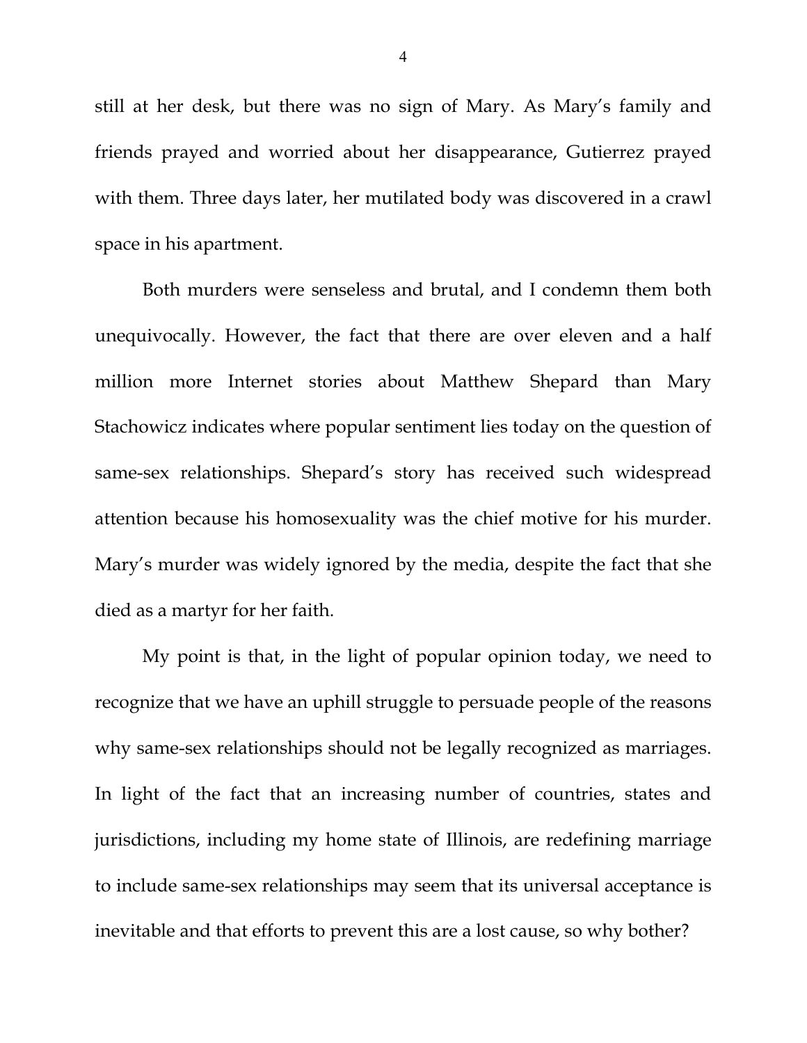still at her desk, but there was no sign of Mary. As Mary's family and friends prayed and worried about her disappearance, Gutierrez prayed with them. Three days later, her mutilated body was discovered in a crawl space in his apartment.

Both murders were senseless and brutal, and I condemn them both unequivocally. However, the fact that there are over eleven and a half million more Internet stories about Matthew Shepard than Mary Stachowicz indicates where popular sentiment lies today on the question of same-sex relationships. Shepard's story has received such widespread attention because his homosexuality was the chief motive for his murder. Mary's murder was widely ignored by the media, despite the fact that she died as a martyr for her faith.

My point is that, in the light of popular opinion today, we need to recognize that we have an uphill struggle to persuade people of the reasons why same-sex relationships should not be legally recognized as marriages. In light of the fact that an increasing number of countries, states and jurisdictions, including my home state of Illinois, are redefining marriage to include same-sex relationships may seem that its universal acceptance is inevitable and that efforts to prevent this are a lost cause, so why bother?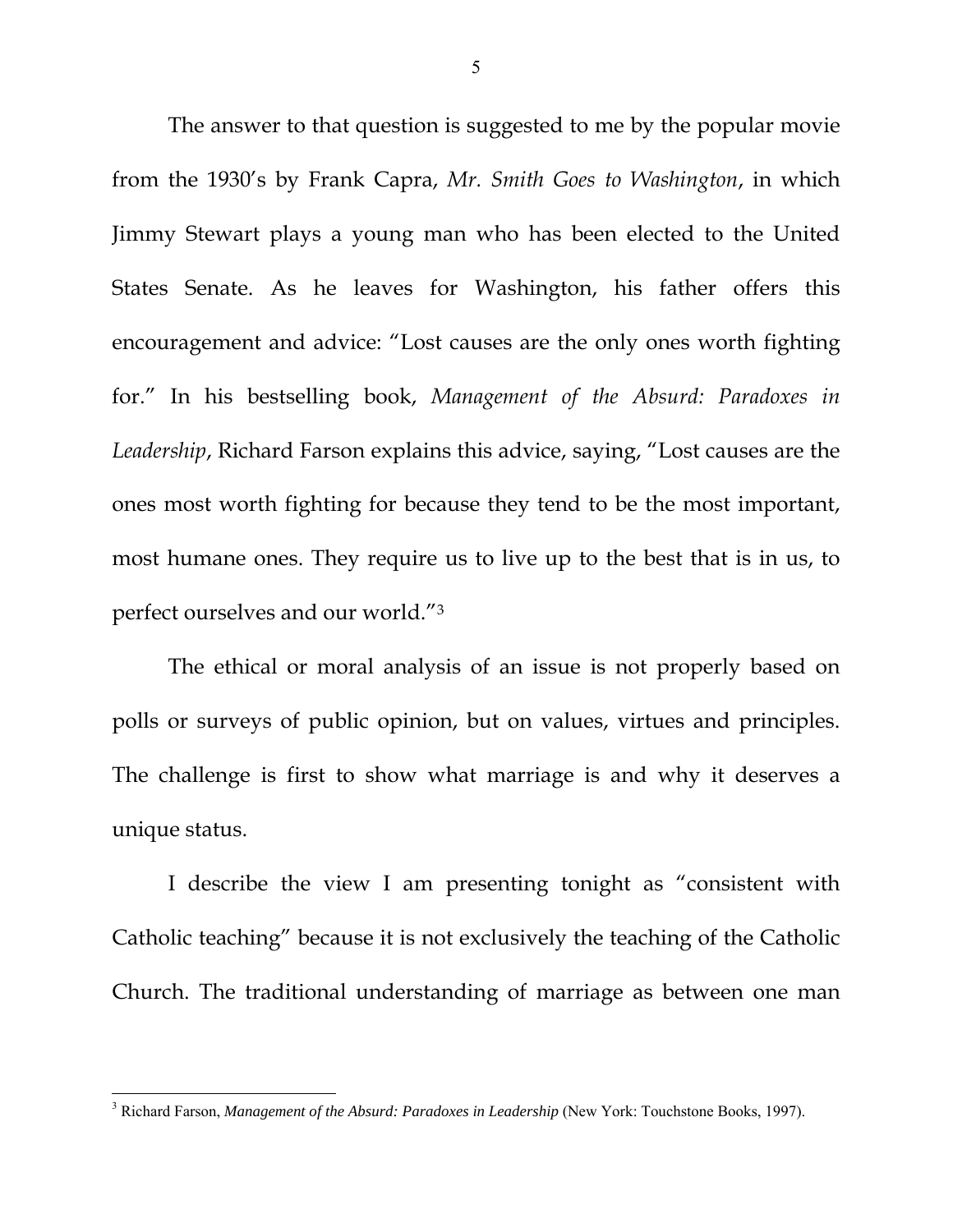The answer to that question is suggested to me by the popular movie from the 1930's by Frank Capra, *Mr. Smith Goes to Washington*, in which Jimmy Stewart plays a young man who has been elected to the United States Senate. As he leaves for Washington, his father offers this encouragement and advice: "Lost causes are the only ones worth fighting for." In his bestselling book, *Management of the Absurd: Paradoxes in Leadership*, Richard Farson explains this advice, saying, "Lost causes are the ones most worth fighting for because they tend to be the most important, most humane ones. They require us to live up to the best that is in us, to perfect ourselves and our world."[3]

The ethical or moral analysis of an issue is not properly based on polls or surveys of public opinion, but on values, virtues and principles. The challenge is first to show what marriage is and why it deserves a unique status.

I describe the view I am presenting tonight as "consistent with Catholic teaching" because it is not exclusively the teaching of the Catholic Church. The traditional understanding of marriage as between one man

---

[3] Richard Farson, *Management of the Absurd: Paradoxes in Leadership* (New York: Touchstone Books, 1997).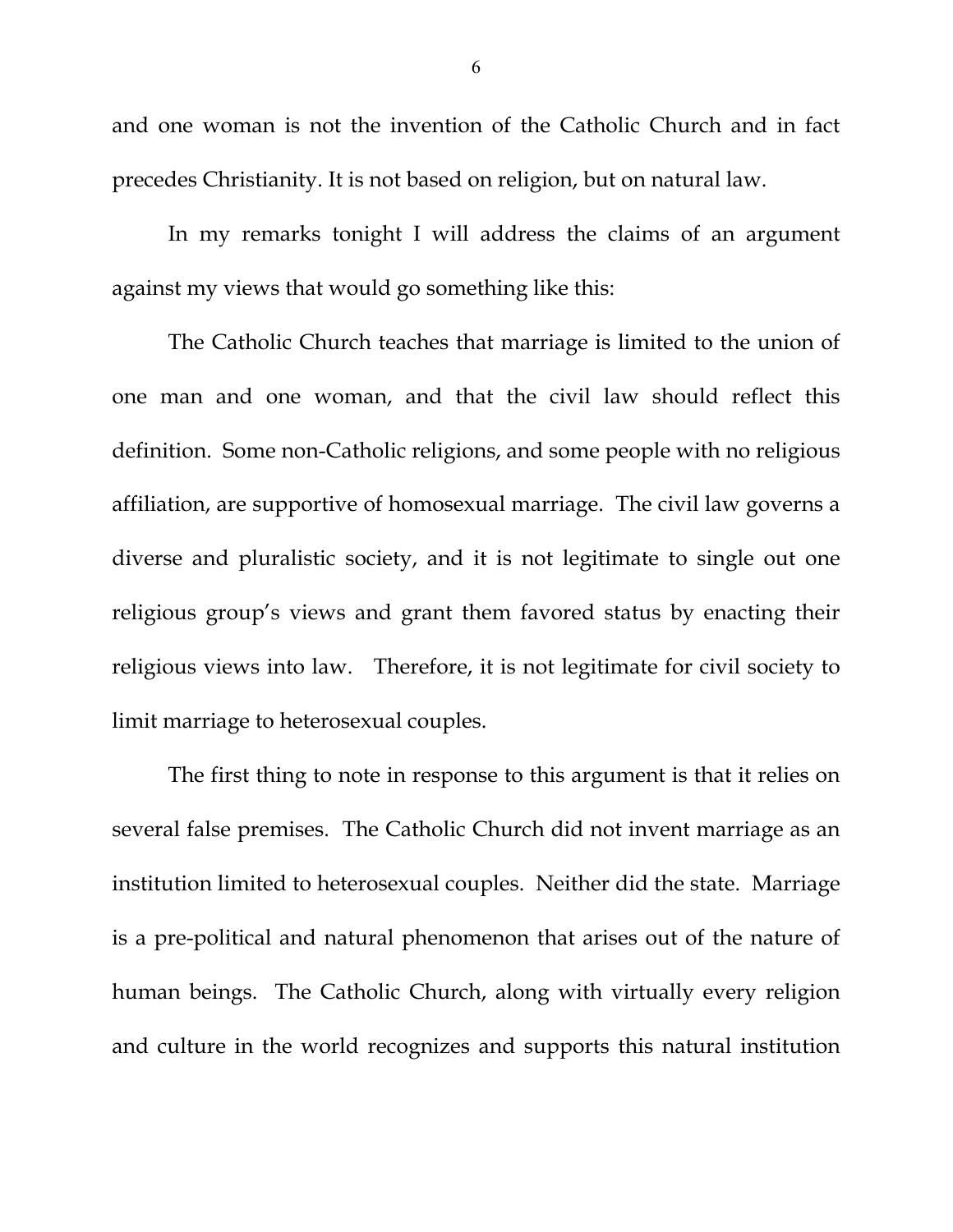and one woman is not the invention of the Catholic Church and in fact precedes Christianity. It is not based on religion, but on natural law.

In my remarks tonight I will address the claims of an argument against my views that would go something like this:

The Catholic Church teaches that marriage is limited to the union of one man and one woman, and that the civil law should reflect this definition. Some non-Catholic religions, and some people with no religious affiliation, are supportive of homosexual marriage. The civil law governs a diverse and pluralistic society, and it is not legitimate to single out one religious group's views and grant them favored status by enacting their religious views into law. Therefore, it is not legitimate for civil society to limit marriage to heterosexual couples.

The first thing to note in response to this argument is that it relies on several false premises. The Catholic Church did not invent marriage as an institution limited to heterosexual couples. Neither did the state. Marriage is a pre-political and natural phenomenon that arises out of the nature of human beings. The Catholic Church, along with virtually every religion and culture in the world recognizes and supports this natural institution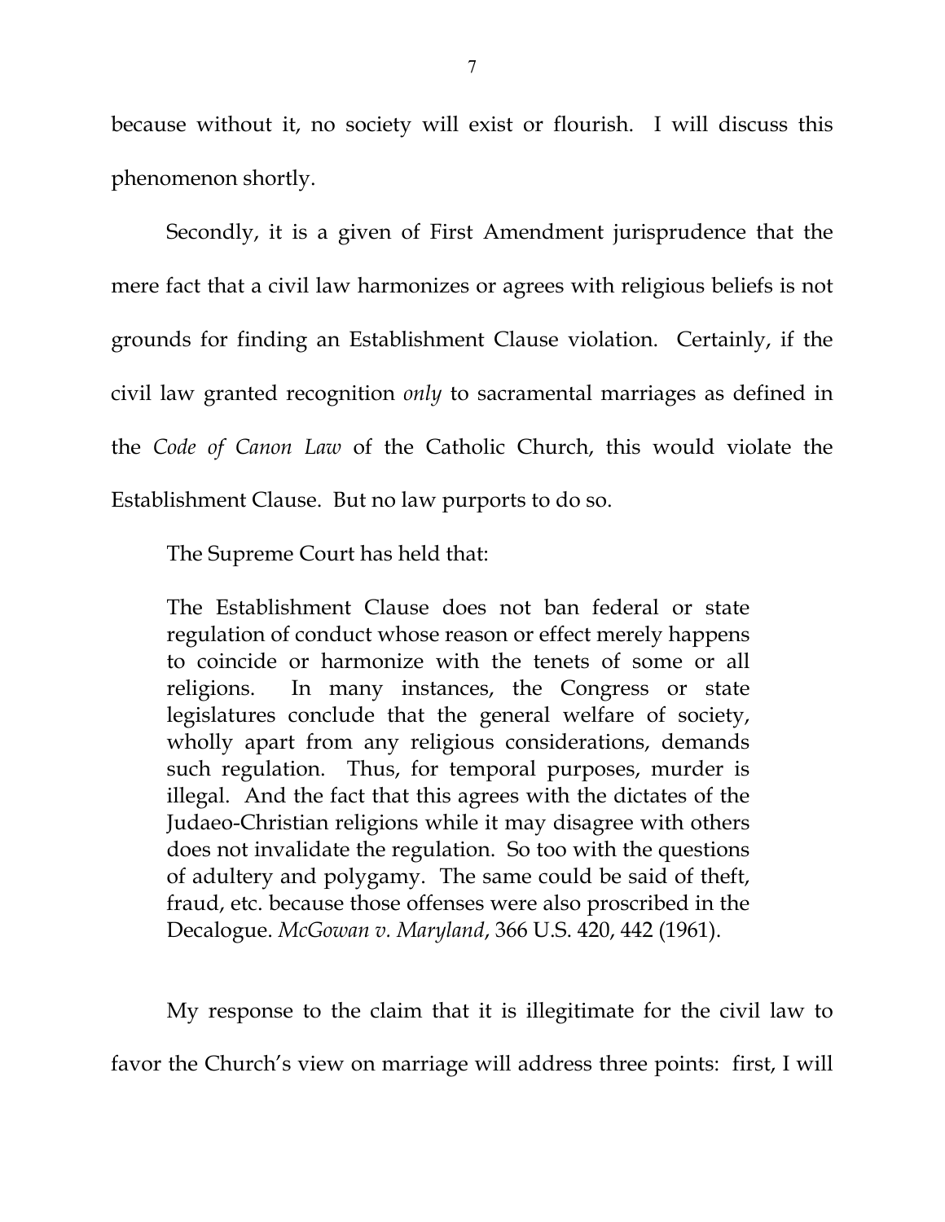because without it, no society will exist or flourish. I will discuss this phenomenon shortly.

Secondly, it is a given of First Amendment jurisprudence that the mere fact that a civil law harmonizes or agrees with religious beliefs is not grounds for finding an Establishment Clause violation. Certainly, if the civil law granted recognition *only* to sacramental marriages as defined in the *Code of Canon Law* of the Catholic Church, this would violate the Establishment Clause. But no law purports to do so.

The Supreme Court has held that:

> The Establishment Clause does not ban federal or state regulation of conduct whose reason or effect merely happens to coincide or harmonize with the tenets of some or all religions. In many instances, the Congress or state legislatures conclude that the general welfare of society, wholly apart from any religious considerations, demands such regulation. Thus, for temporal purposes, murder is illegal. And the fact that this agrees with the dictates of the Judaeo-Christian religions while it may disagree with others does not invalidate the regulation. So too with the questions of adultery and polygamy. The same could be said of theft, fraud, etc. because those offenses were also proscribed in the Decalogue. *McGowan v. Maryland*, 366 U.S. 420, 442 (1961).

My response to the claim that it is illegitimate for the civil law to favor the Church's view on marriage will address three points: first, I will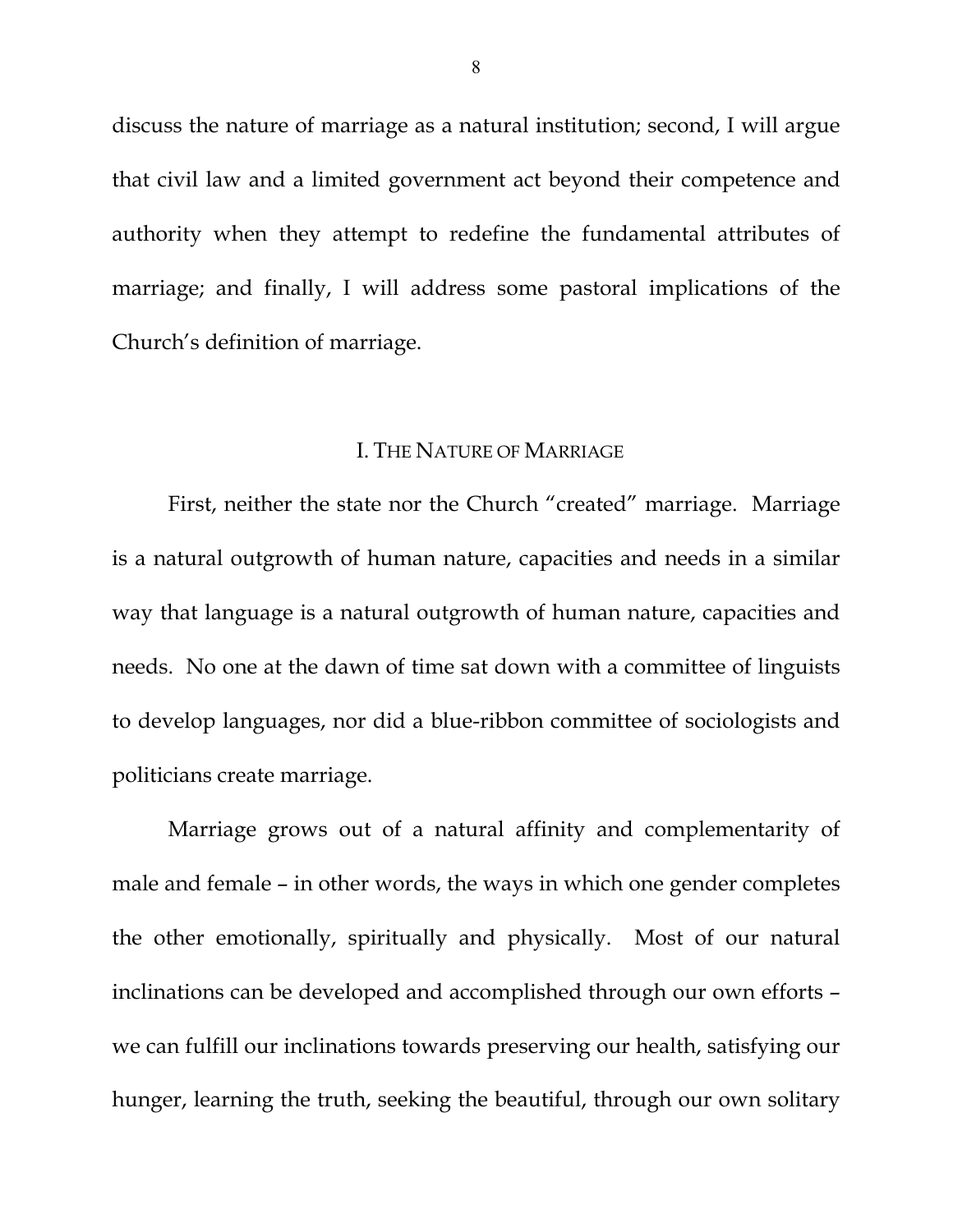discuss the nature of marriage as a natural institution; second, I will argue that civil law and a limited government act beyond their competence and authority when they attempt to redefine the fundamental attributes of marriage; and finally, I will address some pastoral implications of the Church's definition of marriage.

## I. THE NATURE OF MARRIAGE

First, neither the state nor the Church "created" marriage. Marriage is a natural outgrowth of human nature, capacities and needs in a similar way that language is a natural outgrowth of human nature, capacities and needs. No one at the dawn of time sat down with a committee of linguists to develop languages, nor did a blue-ribbon committee of sociologists and politicians create marriage.

Marriage grows out of a natural affinity and complementarity of male and female – in other words, the ways in which one gender completes the other emotionally, spiritually and physically. Most of our natural inclinations can be developed and accomplished through our own efforts – we can fulfill our inclinations towards preserving our health, satisfying our hunger, learning the truth, seeking the beautiful, through our own solitary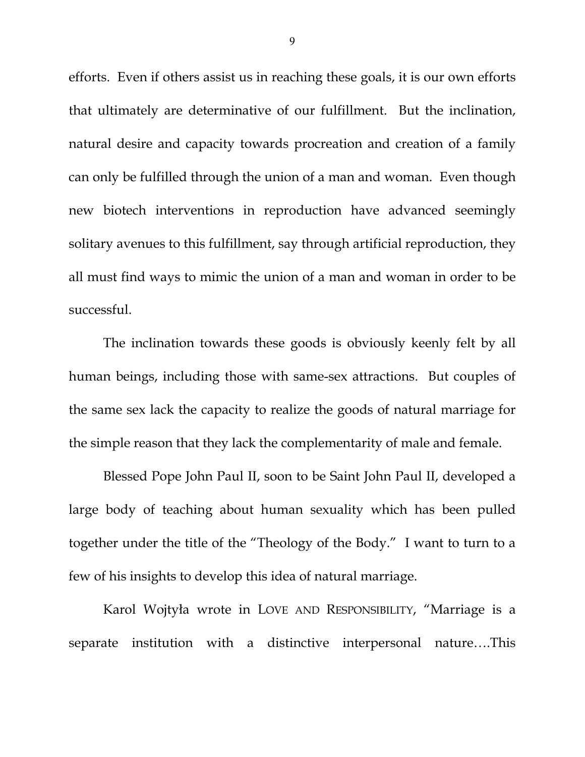efforts. Even if others assist us in reaching these goals, it is our own efforts that ultimately are determinative of our fulfillment. But the inclination, natural desire and capacity towards procreation and creation of a family can only be fulfilled through the union of a man and woman. Even though new biotech interventions in reproduction have advanced seemingly solitary avenues to this fulfillment, say through artificial reproduction, they all must find ways to mimic the union of a man and woman in order to be successful.

The inclination towards these goods is obviously keenly felt by all human beings, including those with same-sex attractions. But couples of the same sex lack the capacity to realize the goods of natural marriage for the simple reason that they lack the complementarity of male and female.

Blessed Pope John Paul II, soon to be Saint John Paul II, developed a large body of teaching about human sexuality which has been pulled together under the title of the "Theology of the Body." I want to turn to a few of his insights to develop this idea of natural marriage.

Karol Wojtyła wrote in LOVE AND RESPONSIBILITY, "Marriage is a separate institution with a distinctive interpersonal nature….This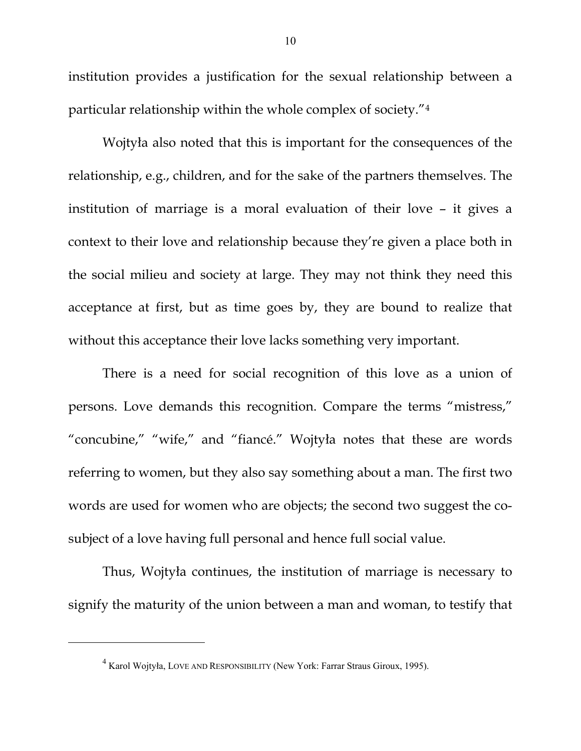institution provides a justification for the sexual relationship between a particular relationship within the whole complex of society."[4]

Wojtyła also noted that this is important for the consequences of the relationship, e.g., children, and for the sake of the partners themselves. The institution of marriage is a moral evaluation of their love – it gives a context to their love and relationship because they're given a place both in the social milieu and society at large. They may not think they need this acceptance at first, but as time goes by, they are bound to realize that without this acceptance their love lacks something very important.

There is a need for social recognition of this love as a union of persons. Love demands this recognition. Compare the terms "mistress," "concubine," "wife," and "fiancé." Wojtyła notes that these are words referring to women, but they also say something about a man. The first two words are used for women who are objects; the second two suggest the co-subject of a love having full personal and hence full social value.

Thus, Wojtyła continues, the institution of marriage is necessary to signify the maturity of the union between a man and woman, to testify that

---

[4] Karol Wojtyła, LOVE AND RESPONSIBILITY (New York: Farrar Straus Giroux, 1995).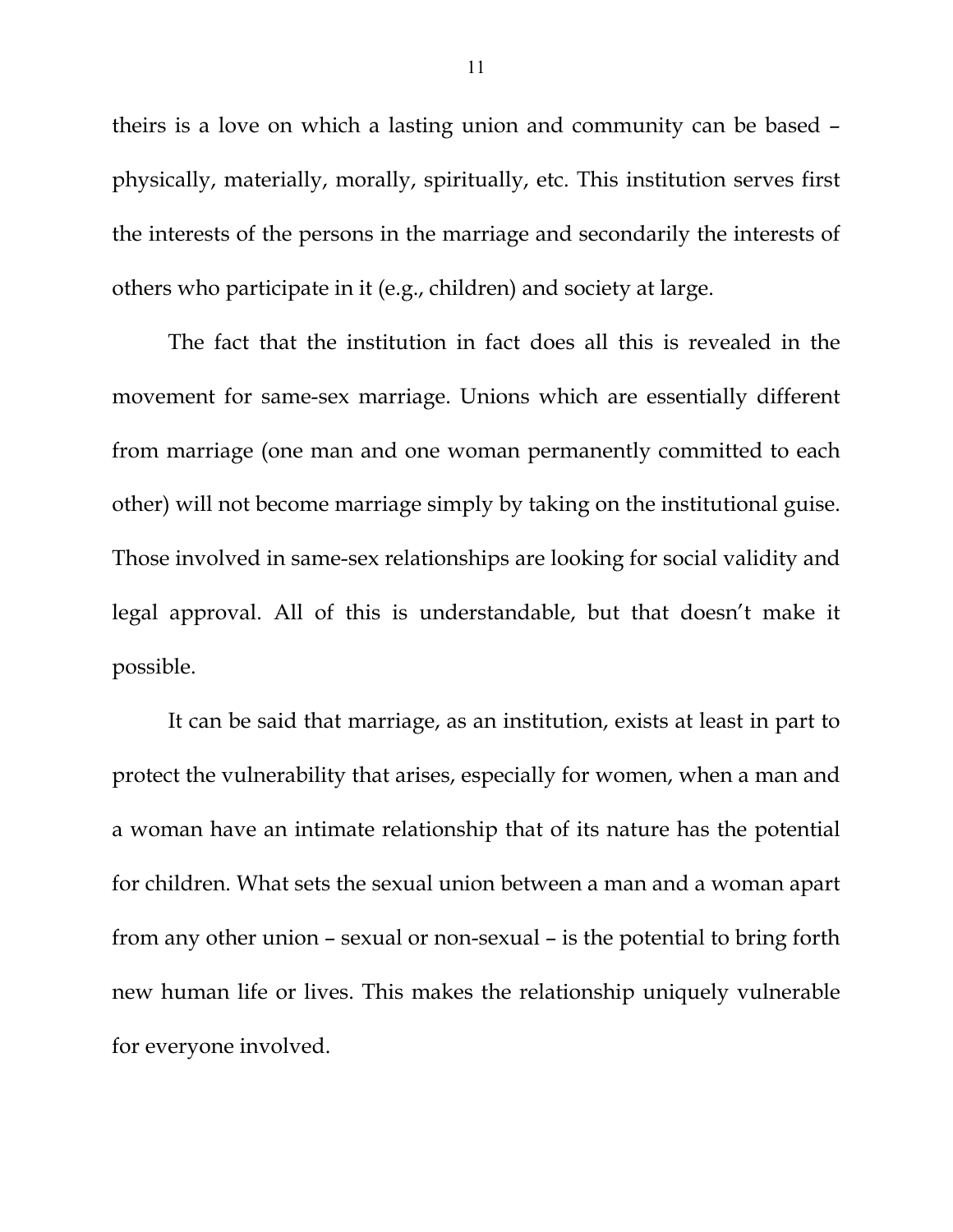theirs is a love on which a lasting union and community can be based – physically, materially, morally, spiritually, etc. This institution serves first the interests of the persons in the marriage and secondarily the interests of others who participate in it (e.g., children) and society at large.

The fact that the institution in fact does all this is revealed in the movement for same-sex marriage. Unions which are essentially different from marriage (one man and one woman permanently committed to each other) will not become marriage simply by taking on the institutional guise. Those involved in same-sex relationships are looking for social validity and legal approval. All of this is understandable, but that doesn't make it possible.

It can be said that marriage, as an institution, exists at least in part to protect the vulnerability that arises, especially for women, when a man and a woman have an intimate relationship that of its nature has the potential for children. What sets the sexual union between a man and a woman apart from any other union – sexual or non-sexual – is the potential to bring forth new human life or lives. This makes the relationship uniquely vulnerable for everyone involved.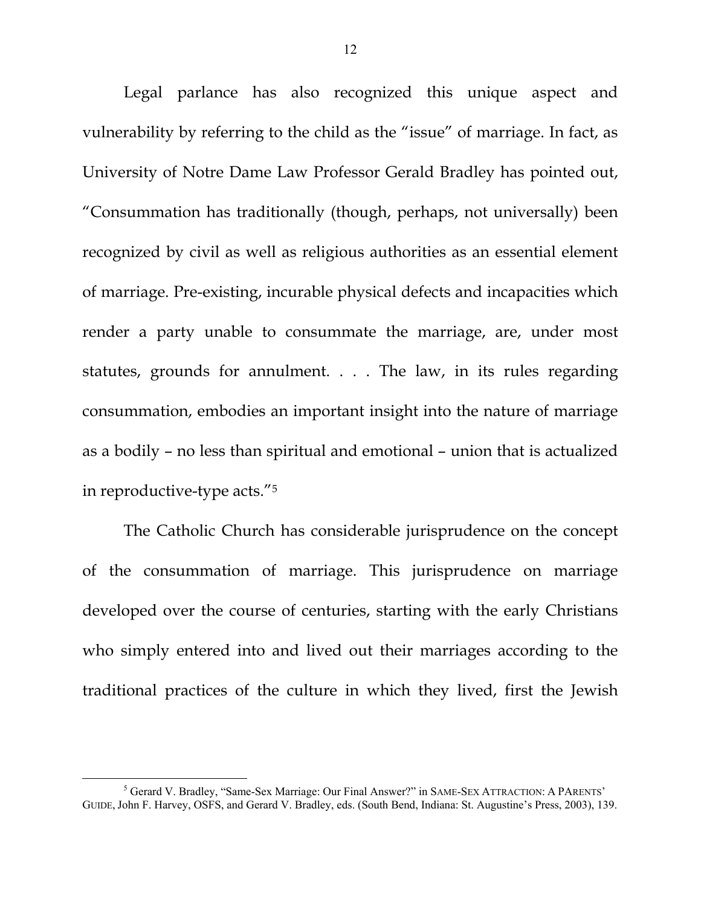Legal parlance has also recognized this unique aspect and vulnerability by referring to the child as the "issue" of marriage. In fact, as University of Notre Dame Law Professor Gerald Bradley has pointed out, "Consummation has traditionally (though, perhaps, not universally) been recognized by civil as well as religious authorities as an essential element of marriage. Pre-existing, incurable physical defects and incapacities which render a party unable to consummate the marriage, are, under most statutes, grounds for annulment. . . . The law, in its rules regarding consummation, embodies an important insight into the nature of marriage as a bodily – no less than spiritual and emotional – union that is actualized in reproductive-type acts."[5]

The Catholic Church has considerable jurisprudence on the concept of the consummation of marriage. This jurisprudence on marriage developed over the course of centuries, starting with the early Christians who simply entered into and lived out their marriages according to the traditional practices of the culture in which they lived, first the Jewish

---

[5] Gerard V. Bradley, "Same-Sex Marriage: Our Final Answer?" in SAME-SEX ATTRACTION: A PARENTS' GUIDE, John F. Harvey, OSFS, and Gerard V. Bradley, eds. (South Bend, Indiana: St. Augustine's Press, 2003), 139.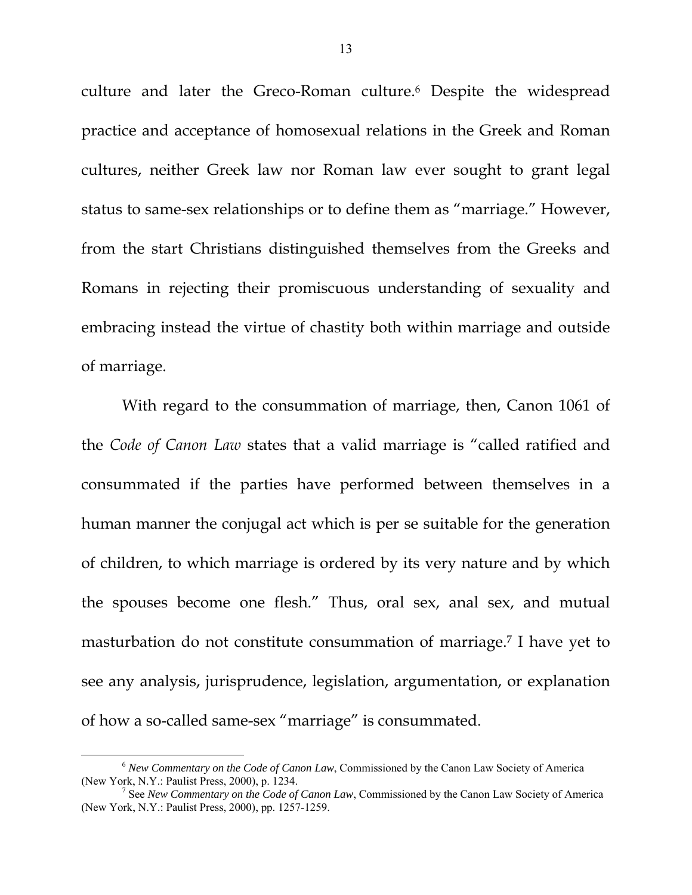culture and later the Greco-Roman culture.[6] Despite the widespread practice and acceptance of homosexual relations in the Greek and Roman cultures, neither Greek law nor Roman law ever sought to grant legal status to same-sex relationships or to define them as "marriage." However, from the start Christians distinguished themselves from the Greeks and Romans in rejecting their promiscuous understanding of sexuality and embracing instead the virtue of chastity both within marriage and outside of marriage.

With regard to the consummation of marriage, then, Canon 1061 of the *Code of Canon Law* states that a valid marriage is "called ratified and consummated if the parties have performed between themselves in a human manner the conjugal act which is per se suitable for the generation of children, to which marriage is ordered by its very nature and by which the spouses become one flesh." Thus, oral sex, anal sex, and mutual masturbation do not constitute consummation of marriage.[7] I have yet to see any analysis, jurisprudence, legislation, argumentation, or explanation of how a so-called same-sex "marriage" is consummated.

---

[6] *New Commentary on the Code of Canon Law*, Commissioned by the Canon Law Society of America (New York, N.Y.: Paulist Press, 2000), p. 1234.

[7] See *New Commentary on the Code of Canon Law*, Commissioned by the Canon Law Society of America (New York, N.Y.: Paulist Press, 2000), pp. 1257-1259.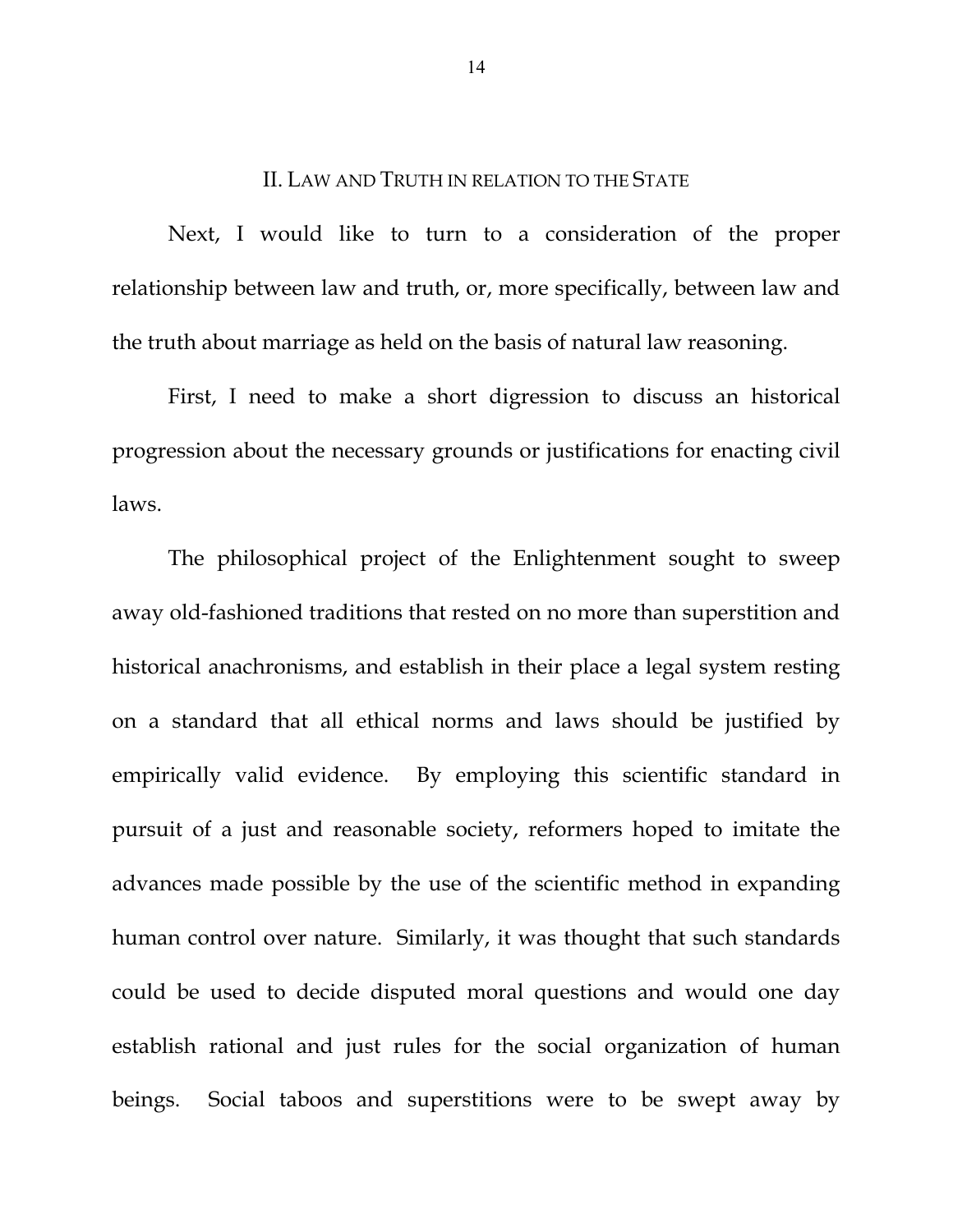## II. Law and Truth in relation to the State

Next, I would like to turn to a consideration of the proper relationship between law and truth, or, more specifically, between law and the truth about marriage as held on the basis of natural law reasoning.

First, I need to make a short digression to discuss an historical progression about the necessary grounds or justifications for enacting civil laws.

The philosophical project of the Enlightenment sought to sweep away old-fashioned traditions that rested on no more than superstition and historical anachronisms, and establish in their place a legal system resting on a standard that all ethical norms and laws should be justified by empirically valid evidence. By employing this scientific standard in pursuit of a just and reasonable society, reformers hoped to imitate the advances made possible by the use of the scientific method in expanding human control over nature. Similarly, it was thought that such standards could be used to decide disputed moral questions and would one day establish rational and just rules for the social organization of human beings. Social taboos and superstitions were to be swept away by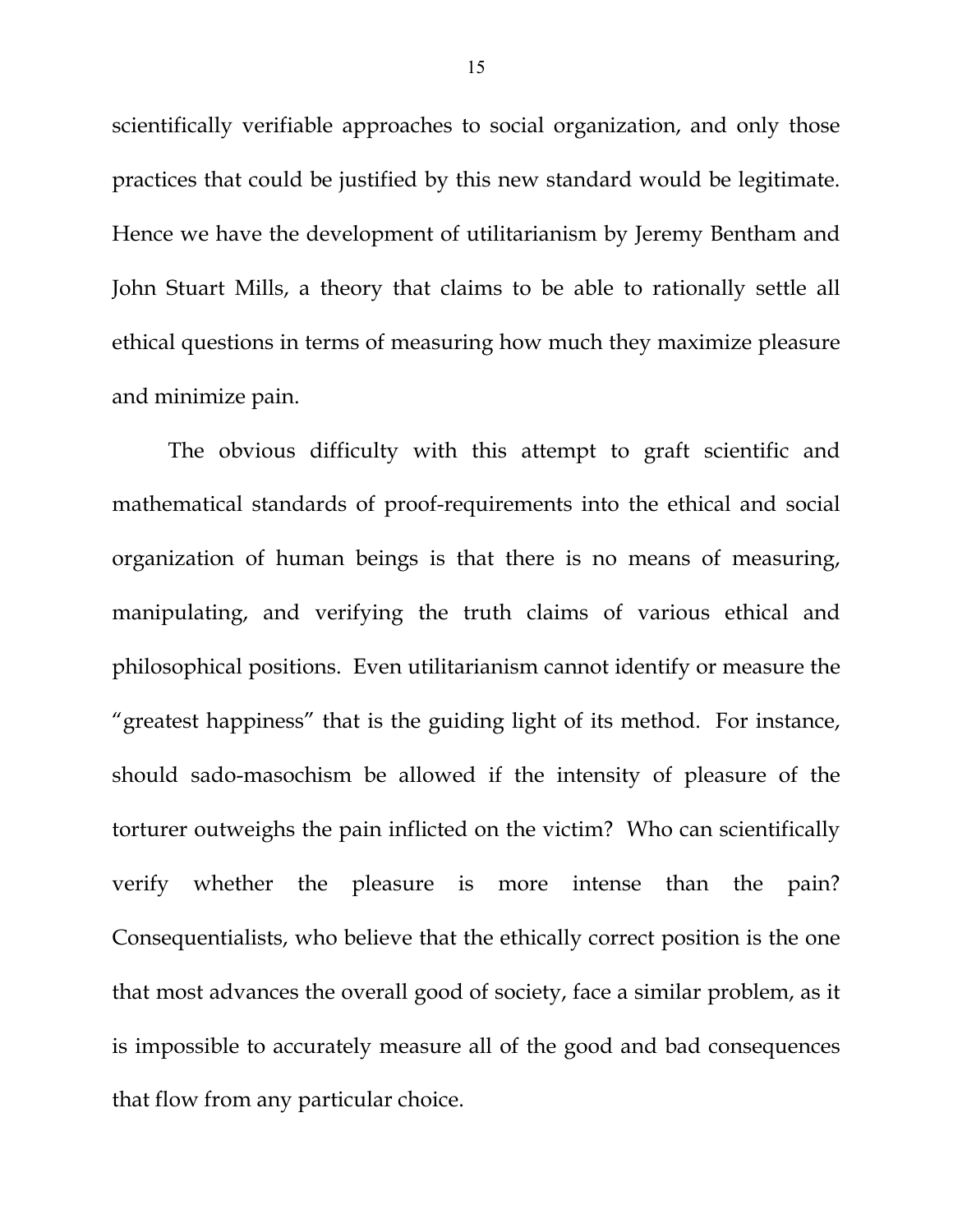scientifically verifiable approaches to social organization, and only those practices that could be justified by this new standard would be legitimate. Hence we have the development of utilitarianism by Jeremy Bentham and John Stuart Mills, a theory that claims to be able to rationally settle all ethical questions in terms of measuring how much they maximize pleasure and minimize pain.

The obvious difficulty with this attempt to graft scientific and mathematical standards of proof-requirements into the ethical and social organization of human beings is that there is no means of measuring, manipulating, and verifying the truth claims of various ethical and philosophical positions. Even utilitarianism cannot identify or measure the "greatest happiness" that is the guiding light of its method. For instance, should sado-masochism be allowed if the intensity of pleasure of the torturer outweighs the pain inflicted on the victim? Who can scientifically verify whether the pleasure is more intense than the pain? Consequentialists, who believe that the ethically correct position is the one that most advances the overall good of society, face a similar problem, as it is impossible to accurately measure all of the good and bad consequences that flow from any particular choice.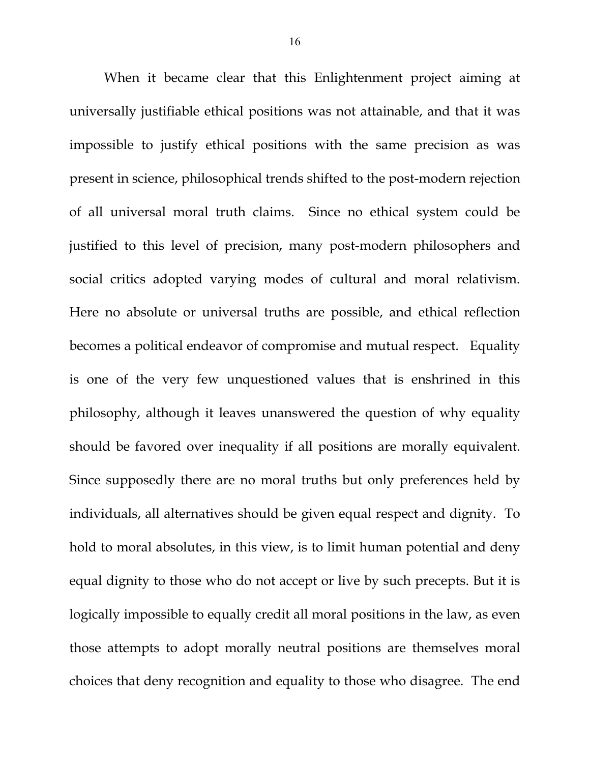When it became clear that this Enlightenment project aiming at universally justifiable ethical positions was not attainable, and that it was impossible to justify ethical positions with the same precision as was present in science, philosophical trends shifted to the post-modern rejection of all universal moral truth claims. Since no ethical system could be justified to this level of precision, many post-modern philosophers and social critics adopted varying modes of cultural and moral relativism. Here no absolute or universal truths are possible, and ethical reflection becomes a political endeavor of compromise and mutual respect. Equality is one of the very few unquestioned values that is enshrined in this philosophy, although it leaves unanswered the question of why equality should be favored over inequality if all positions are morally equivalent. Since supposedly there are no moral truths but only preferences held by individuals, all alternatives should be given equal respect and dignity. To hold to moral absolutes, in this view, is to limit human potential and deny equal dignity to those who do not accept or live by such precepts. But it is logically impossible to equally credit all moral positions in the law, as even those attempts to adopt morally neutral positions are themselves moral choices that deny recognition and equality to those who disagree. The end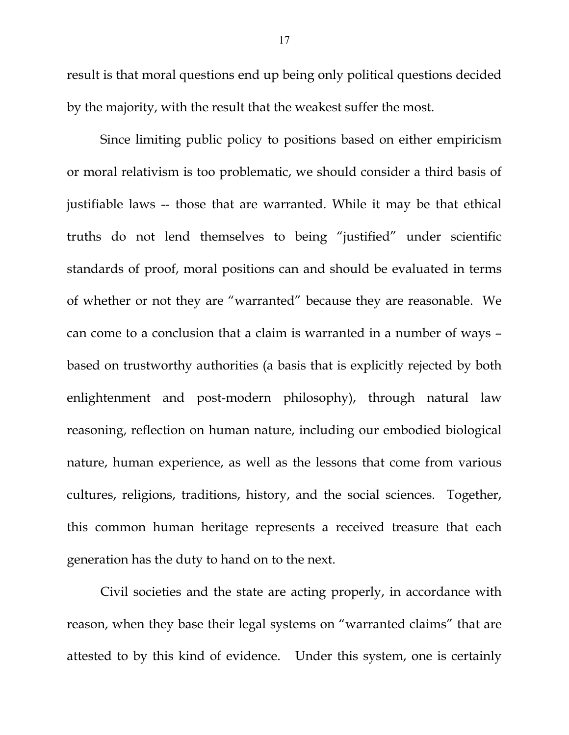result is that moral questions end up being only political questions decided by the majority, with the result that the weakest suffer the most.

Since limiting public policy to positions based on either empiricism or moral relativism is too problematic, we should consider a third basis of justifiable laws -- those that are warranted. While it may be that ethical truths do not lend themselves to being "justified" under scientific standards of proof, moral positions can and should be evaluated in terms of whether or not they are "warranted" because they are reasonable. We can come to a conclusion that a claim is warranted in a number of ways – based on trustworthy authorities (a basis that is explicitly rejected by both enlightenment and post-modern philosophy), through natural law reasoning, reflection on human nature, including our embodied biological nature, human experience, as well as the lessons that come from various cultures, religions, traditions, history, and the social sciences. Together, this common human heritage represents a received treasure that each generation has the duty to hand on to the next.

Civil societies and the state are acting properly, in accordance with reason, when they base their legal systems on "warranted claims" that are attested to by this kind of evidence. Under this system, one is certainly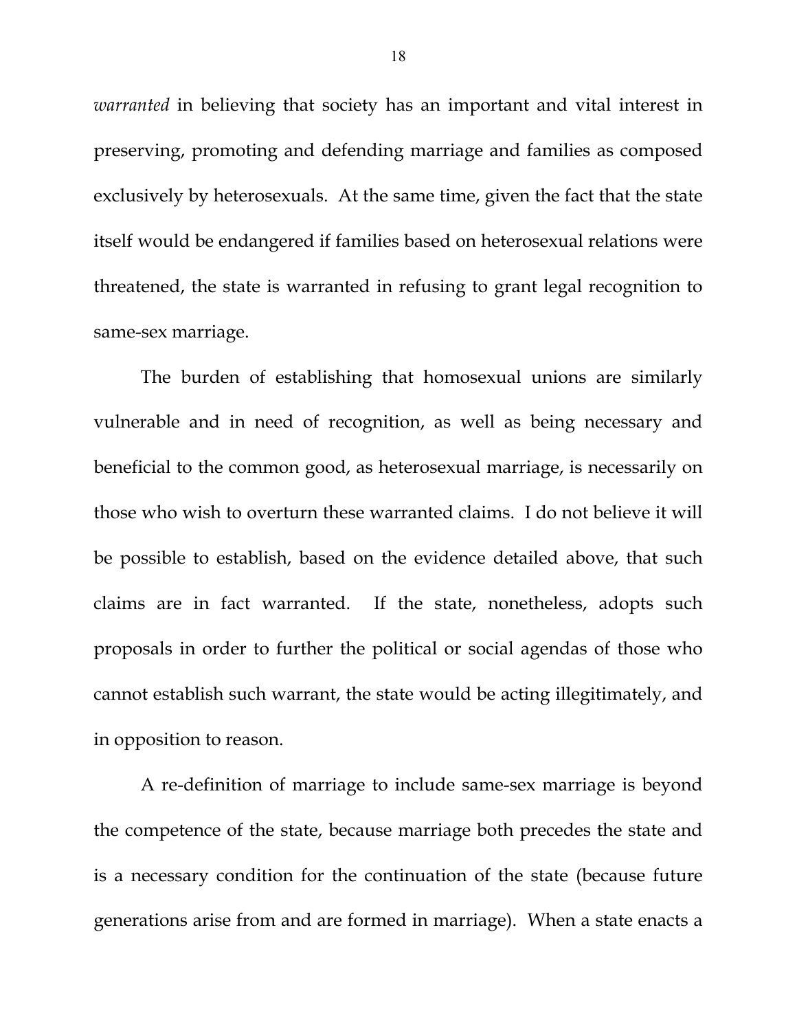*warranted* in believing that society has an important and vital interest in preserving, promoting and defending marriage and families as composed exclusively by heterosexuals. At the same time, given the fact that the state itself would be endangered if families based on heterosexual relations were threatened, the state is warranted in refusing to grant legal recognition to same-sex marriage.

The burden of establishing that homosexual unions are similarly vulnerable and in need of recognition, as well as being necessary and beneficial to the common good, as heterosexual marriage, is necessarily on those who wish to overturn these warranted claims. I do not believe it will be possible to establish, based on the evidence detailed above, that such claims are in fact warranted. If the state, nonetheless, adopts such proposals in order to further the political or social agendas of those who cannot establish such warrant, the state would be acting illegitimately, and in opposition to reason.

A re-definition of marriage to include same-sex marriage is beyond the competence of the state, because marriage both precedes the state and is a necessary condition for the continuation of the state (because future generations arise from and are formed in marriage). When a state enacts a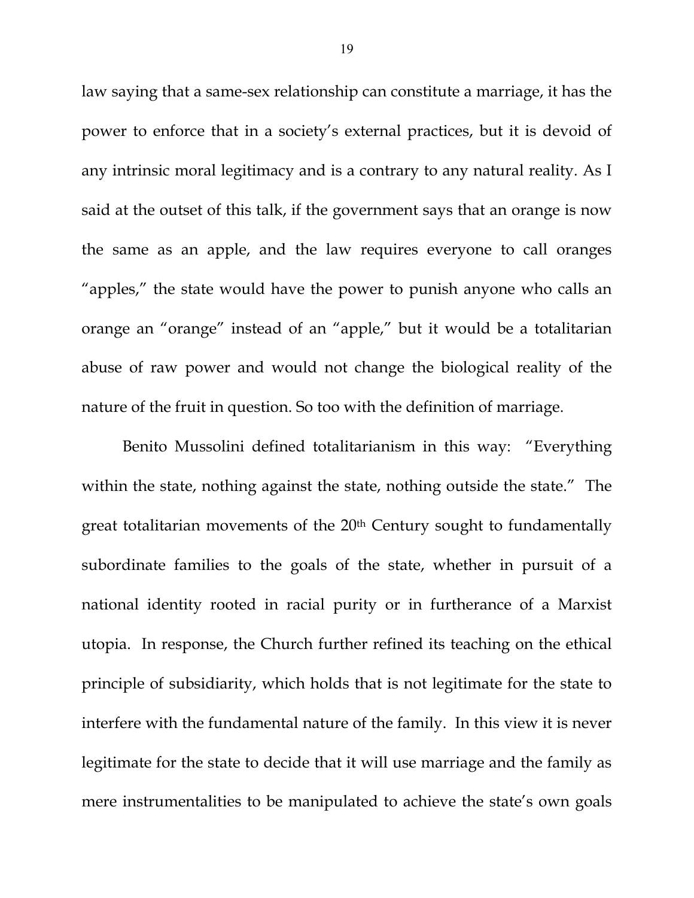law saying that a same-sex relationship can constitute a marriage, it has the power to enforce that in a society's external practices, but it is devoid of any intrinsic moral legitimacy and is a contrary to any natural reality. As I said at the outset of this talk, if the government says that an orange is now the same as an apple, and the law requires everyone to call oranges "apples," the state would have the power to punish anyone who calls an orange an "orange" instead of an "apple," but it would be a totalitarian abuse of raw power and would not change the biological reality of the nature of the fruit in question. So too with the definition of marriage.

Benito Mussolini defined totalitarianism in this way: "Everything within the state, nothing against the state, nothing outside the state." The great totalitarian movements of the 20th Century sought to fundamentally subordinate families to the goals of the state, whether in pursuit of a national identity rooted in racial purity or in furtherance of a Marxist utopia. In response, the Church further refined its teaching on the ethical principle of subsidiarity, which holds that is not legitimate for the state to interfere with the fundamental nature of the family. In this view it is never legitimate for the state to decide that it will use marriage and the family as mere instrumentalities to be manipulated to achieve the state's own goals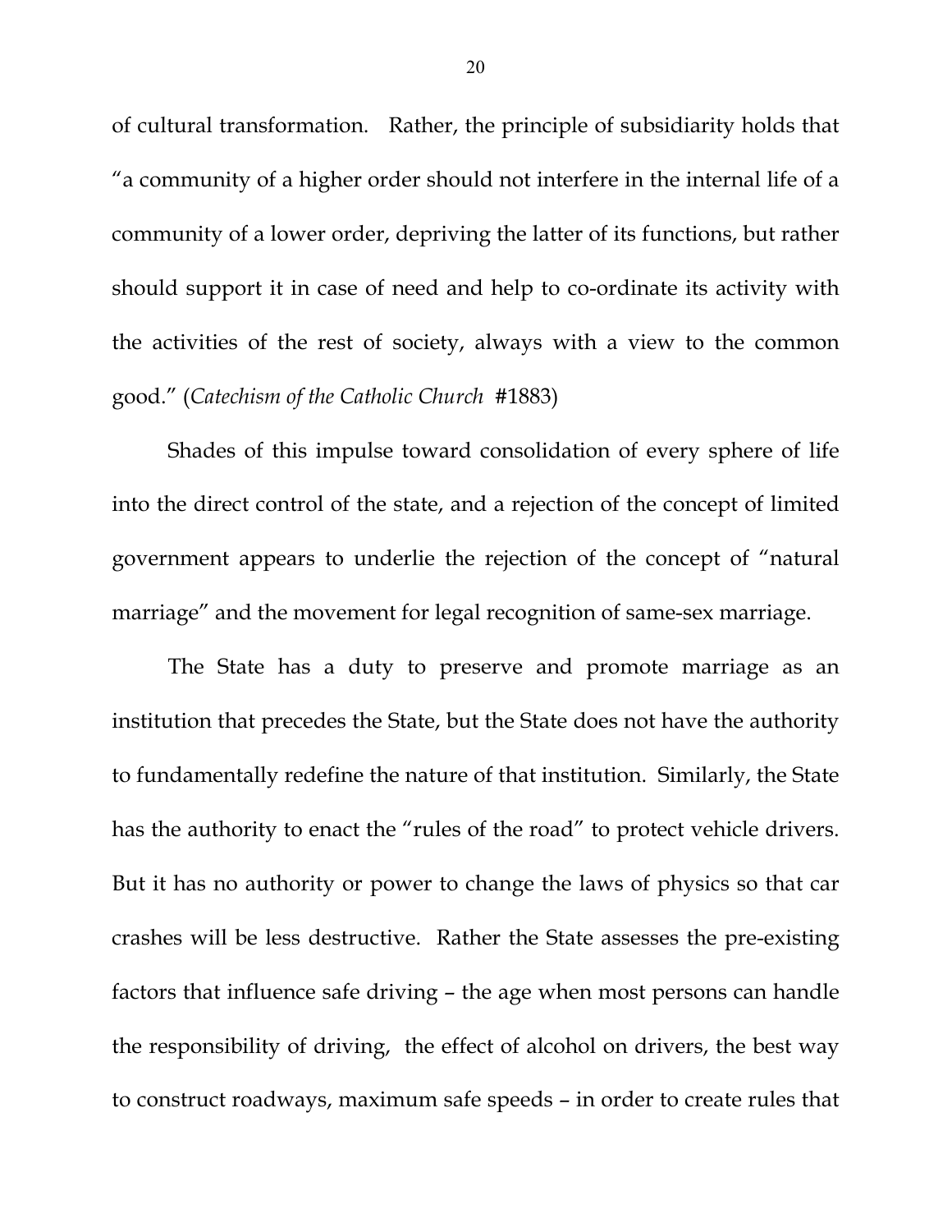of cultural transformation. Rather, the principle of subsidiarity holds that "a community of a higher order should not interfere in the internal life of a community of a lower order, depriving the latter of its functions, but rather should support it in case of need and help to co-ordinate its activity with the activities of the rest of society, always with a view to the common good." (*Catechism of the Catholic Church* #1883)

Shades of this impulse toward consolidation of every sphere of life into the direct control of the state, and a rejection of the concept of limited government appears to underlie the rejection of the concept of "natural marriage" and the movement for legal recognition of same-sex marriage.

The State has a duty to preserve and promote marriage as an institution that precedes the State, but the State does not have the authority to fundamentally redefine the nature of that institution. Similarly, the State has the authority to enact the "rules of the road" to protect vehicle drivers. But it has no authority or power to change the laws of physics so that car crashes will be less destructive. Rather the State assesses the pre-existing factors that influence safe driving – the age when most persons can handle the responsibility of driving, the effect of alcohol on drivers, the best way to construct roadways, maximum safe speeds – in order to create rules that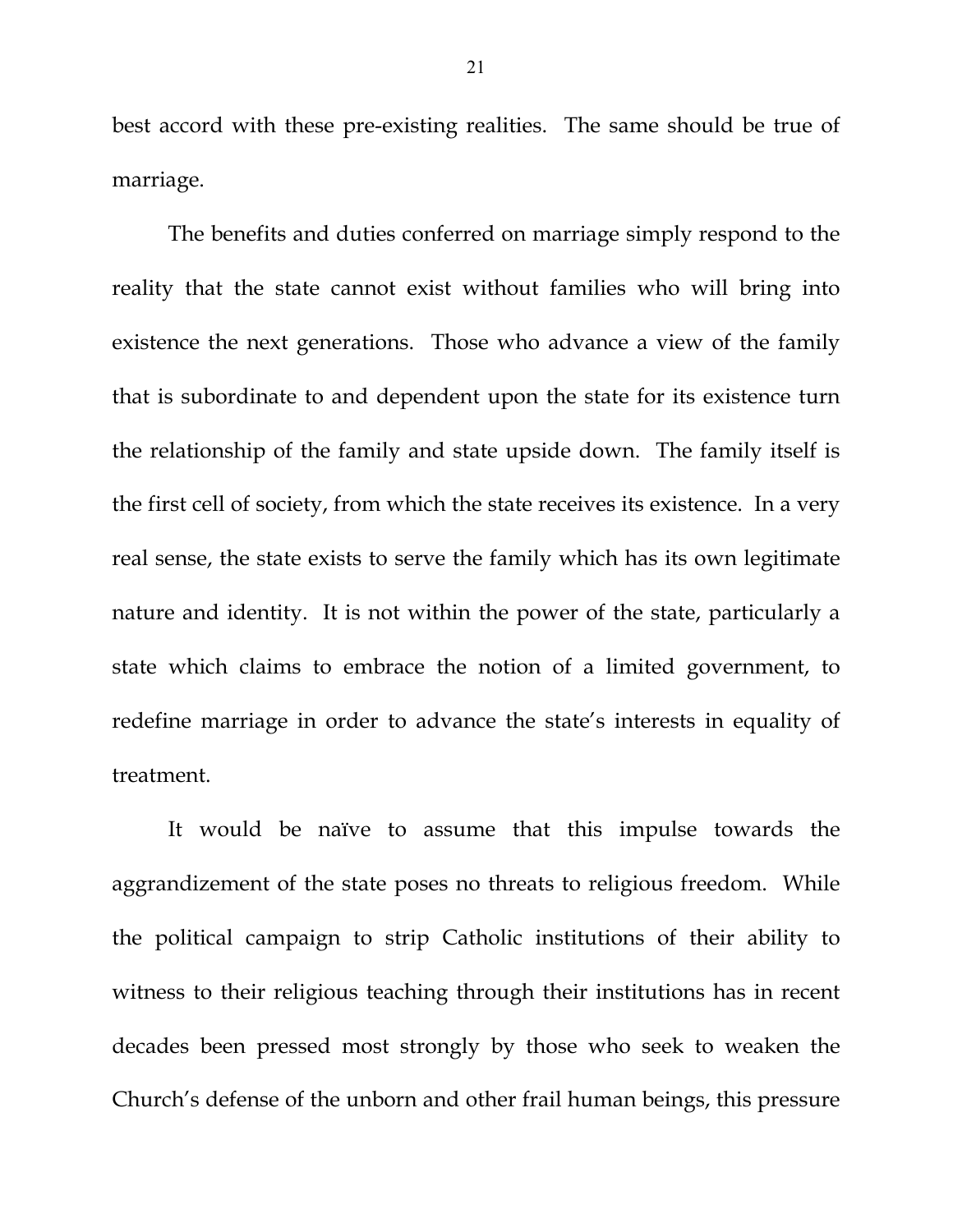best accord with these pre-existing realities. The same should be true of marriage.

The benefits and duties conferred on marriage simply respond to the reality that the state cannot exist without families who will bring into existence the next generations. Those who advance a view of the family that is subordinate to and dependent upon the state for its existence turn the relationship of the family and state upside down. The family itself is the first cell of society, from which the state receives its existence. In a very real sense, the state exists to serve the family which has its own legitimate nature and identity. It is not within the power of the state, particularly a state which claims to embrace the notion of a limited government, to redefine marriage in order to advance the state's interests in equality of treatment.

It would be naïve to assume that this impulse towards the aggrandizement of the state poses no threats to religious freedom. While the political campaign to strip Catholic institutions of their ability to witness to their religious teaching through their institutions has in recent decades been pressed most strongly by those who seek to weaken the Church's defense of the unborn and other frail human beings, this pressure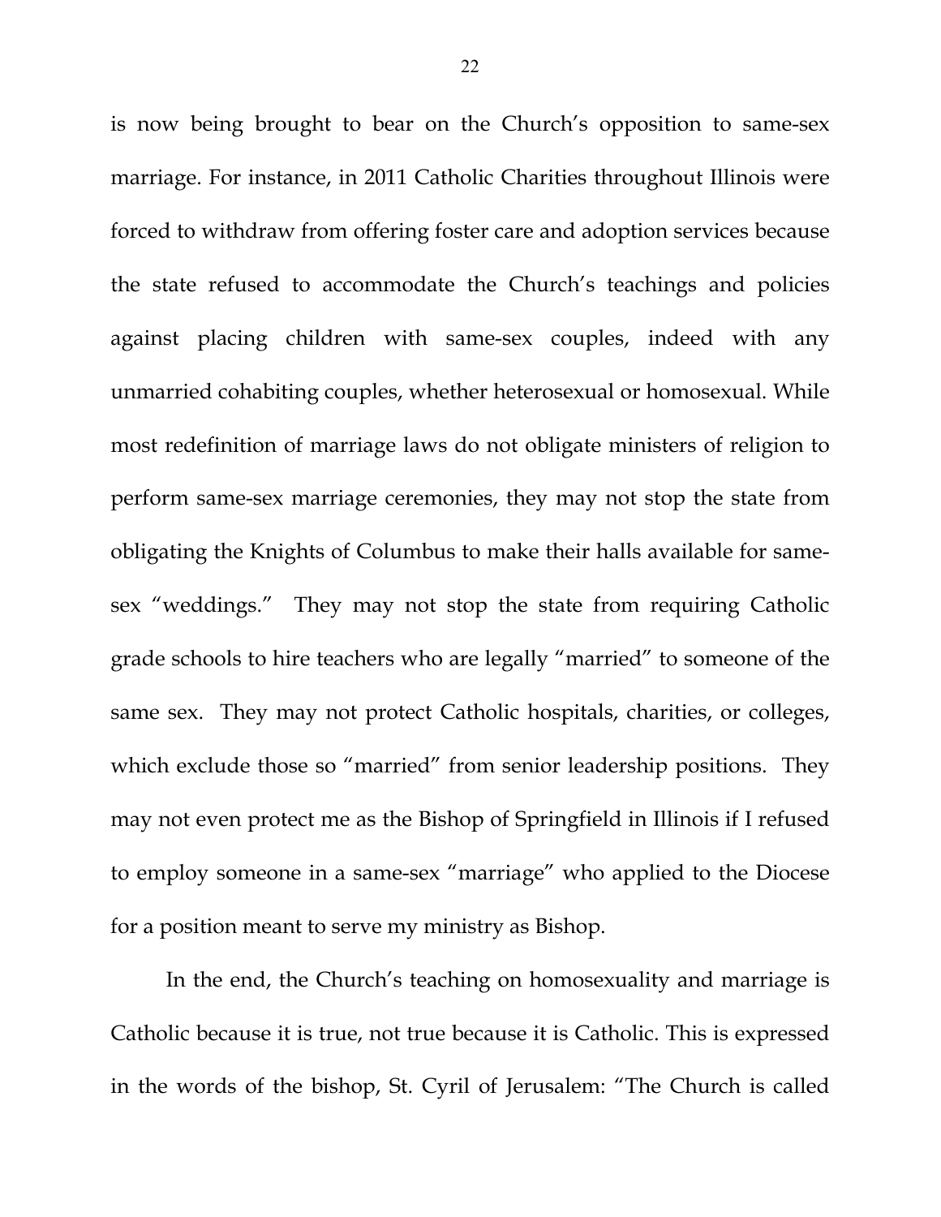is now being brought to bear on the Church's opposition to same-sex marriage. For instance, in 2011 Catholic Charities throughout Illinois were forced to withdraw from offering foster care and adoption services because the state refused to accommodate the Church's teachings and policies against placing children with same-sex couples, indeed with any unmarried cohabiting couples, whether heterosexual or homosexual. While most redefinition of marriage laws do not obligate ministers of religion to perform same-sex marriage ceremonies, they may not stop the state from obligating the Knights of Columbus to make their halls available for same-sex "weddings." They may not stop the state from requiring Catholic grade schools to hire teachers who are legally "married" to someone of the same sex. They may not protect Catholic hospitals, charities, or colleges, which exclude those so "married" from senior leadership positions. They may not even protect me as the Bishop of Springfield in Illinois if I refused to employ someone in a same-sex "marriage" who applied to the Diocese for a position meant to serve my ministry as Bishop.

In the end, the Church's teaching on homosexuality and marriage is Catholic because it is true, not true because it is Catholic. This is expressed in the words of the bishop, St. Cyril of Jerusalem: "The Church is called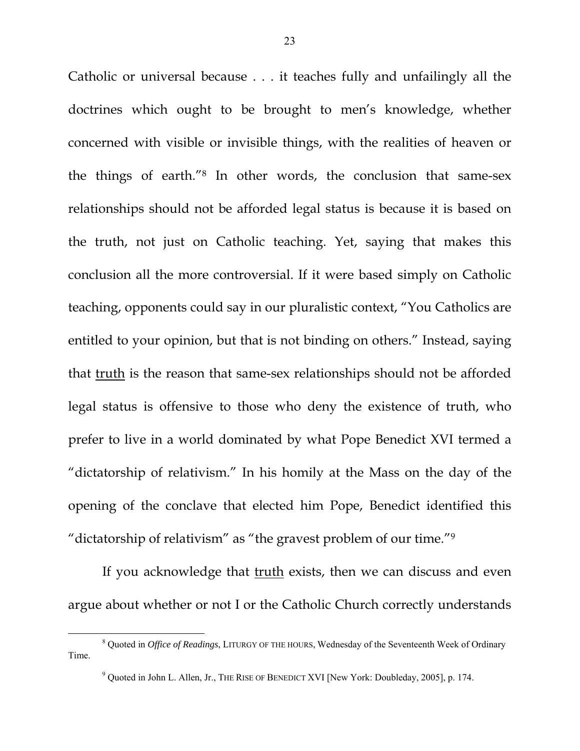Catholic or universal because . . . it teaches fully and unfailingly all the doctrines which ought to be brought to men's knowledge, whether concerned with visible or invisible things, with the realities of heaven or the things of earth."[8] In other words, the conclusion that same-sex relationships should not be afforded legal status is because it is based on the truth, not just on Catholic teaching. Yet, saying that makes this conclusion all the more controversial. If it were based simply on Catholic teaching, opponents could say in our pluralistic context, "You Catholics are entitled to your opinion, but that is not binding on others." Instead, saying that <u>truth</u> is the reason that same-sex relationships should not be afforded legal status is offensive to those who deny the existence of truth, who prefer to live in a world dominated by what Pope Benedict XVI termed a "dictatorship of relativism." In his homily at the Mass on the day of the opening of the conclave that elected him Pope, Benedict identified this "dictatorship of relativism" as "the gravest problem of our time."[9]

If you acknowledge that <u>truth</u> exists, then we can discuss and even argue about whether or not I or the Catholic Church correctly understands

---

[8] Quoted in *Office of Readings*, LITURGY OF THE HOURS, Wednesday of the Seventeenth Week of Ordinary Time.

[9] Quoted in John L. Allen, Jr., THE RISE OF BENEDICT XVI [New York: Doubleday, 2005], p. 174.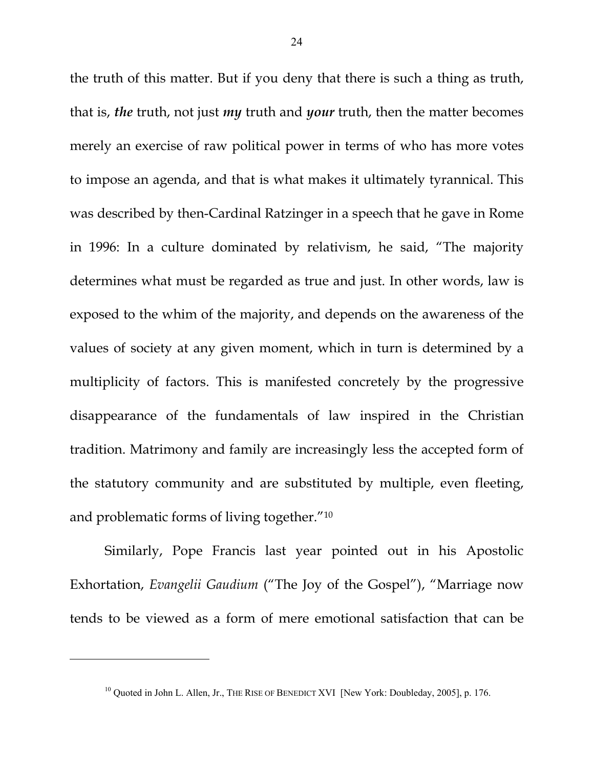the truth of this matter. But if you deny that there is such a thing as truth, that is, ***the*** truth, not just ***my*** truth and ***your*** truth, then the matter becomes merely an exercise of raw political power in terms of who has more votes to impose an agenda, and that is what makes it ultimately tyrannical. This was described by then-Cardinal Ratzinger in a speech that he gave in Rome in 1996: In a culture dominated by relativism, he said, "The majority determines what must be regarded as true and just. In other words, law is exposed to the whim of the majority, and depends on the awareness of the values of society at any given moment, which in turn is determined by a multiplicity of factors. This is manifested concretely by the progressive disappearance of the fundamentals of law inspired in the Christian tradition. Matrimony and family are increasingly less the accepted form of the statutory community and are substituted by multiple, even fleeting, and problematic forms of living together."[10]

Similarly, Pope Francis last year pointed out in his Apostolic Exhortation, *Evangelii Gaudium* ("The Joy of the Gospel"), "Marriage now tends to be viewed as a form of mere emotional satisfaction that can be

---

[10] Quoted in John L. Allen, Jr., THE RISE OF BENEDICT XVI [New York: Doubleday, 2005], p. 176.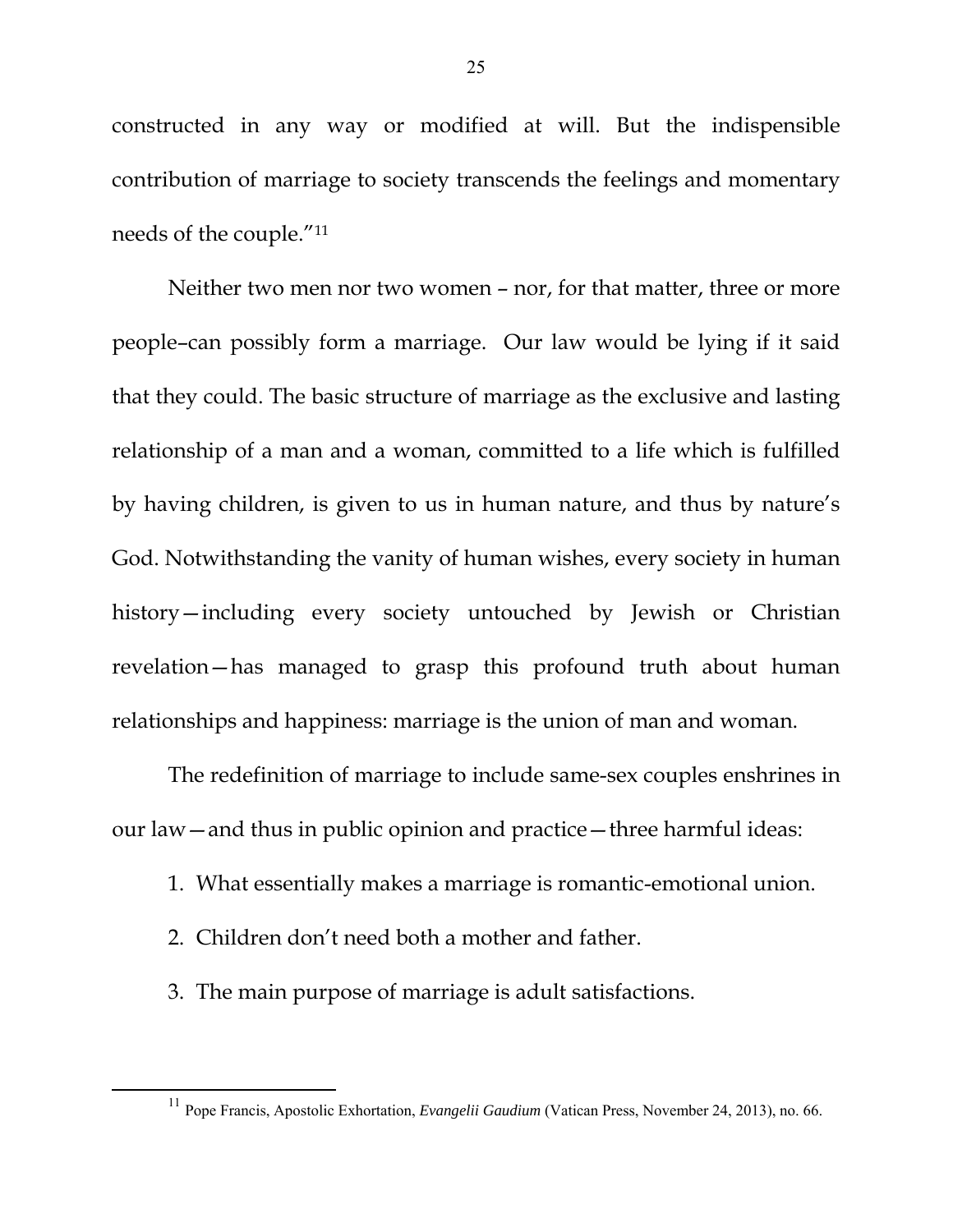constructed in any way or modified at will. But the indispensible contribution of marriage to society transcends the feelings and momentary needs of the couple."[11]

Neither two men nor two women – nor, for that matter, three or more people–can possibly form a marriage. Our law would be lying if it said that they could. The basic structure of marriage as the exclusive and lasting relationship of a man and a woman, committed to a life which is fulfilled by having children, is given to us in human nature, and thus by nature's God. Notwithstanding the vanity of human wishes, every society in human history—including every society untouched by Jewish or Christian revelation—has managed to grasp this profound truth about human relationships and happiness: marriage is the union of man and woman.

The redefinition of marriage to include same-sex couples enshrines in our law—and thus in public opinion and practice—three harmful ideas:

1. What essentially makes a marriage is romantic-emotional union.
2. Children don't need both a mother and father.
3. The main purpose of marriage is adult satisfactions.

[11] Pope Francis, Apostolic Exhortation, *Evangelii Gaudium* (Vatican Press, November 24, 2013), no. 66.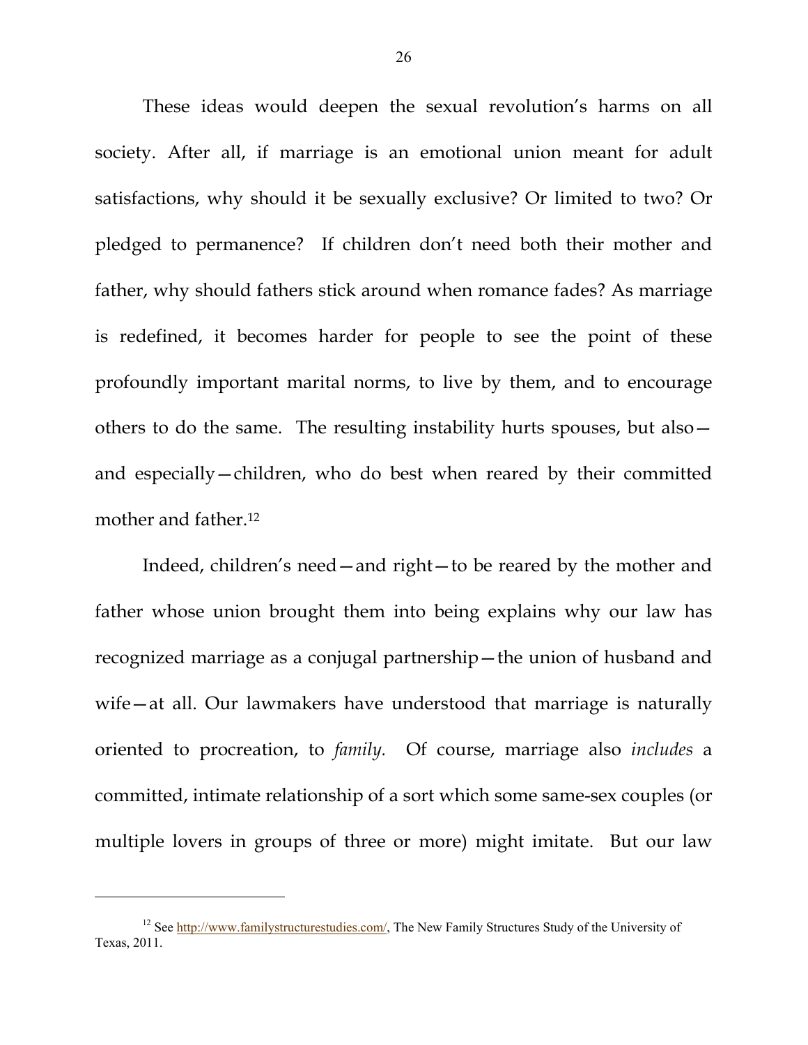These ideas would deepen the sexual revolution's harms on all society. After all, if marriage is an emotional union meant for adult satisfactions, why should it be sexually exclusive? Or limited to two? Or pledged to permanence? If children don't need both their mother and father, why should fathers stick around when romance fades? As marriage is redefined, it becomes harder for people to see the point of these profoundly important marital norms, to live by them, and to encourage others to do the same. The resulting instability hurts spouses, but also—and especially—children, who do best when reared by their committed mother and father.[12]

Indeed, children's need—and right—to be reared by the mother and father whose union brought them into being explains why our law has recognized marriage as a conjugal partnership—the union of husband and wife—at all. Our lawmakers have understood that marriage is naturally oriented to procreation, to *family.* Of course, marriage also *includes* a committed, intimate relationship of a sort which some same-sex couples (or multiple lovers in groups of three or more) might imitate. But our law

---

[12] See http://www.familystructurestudies.com/, The New Family Structures Study of the University of Texas, 2011.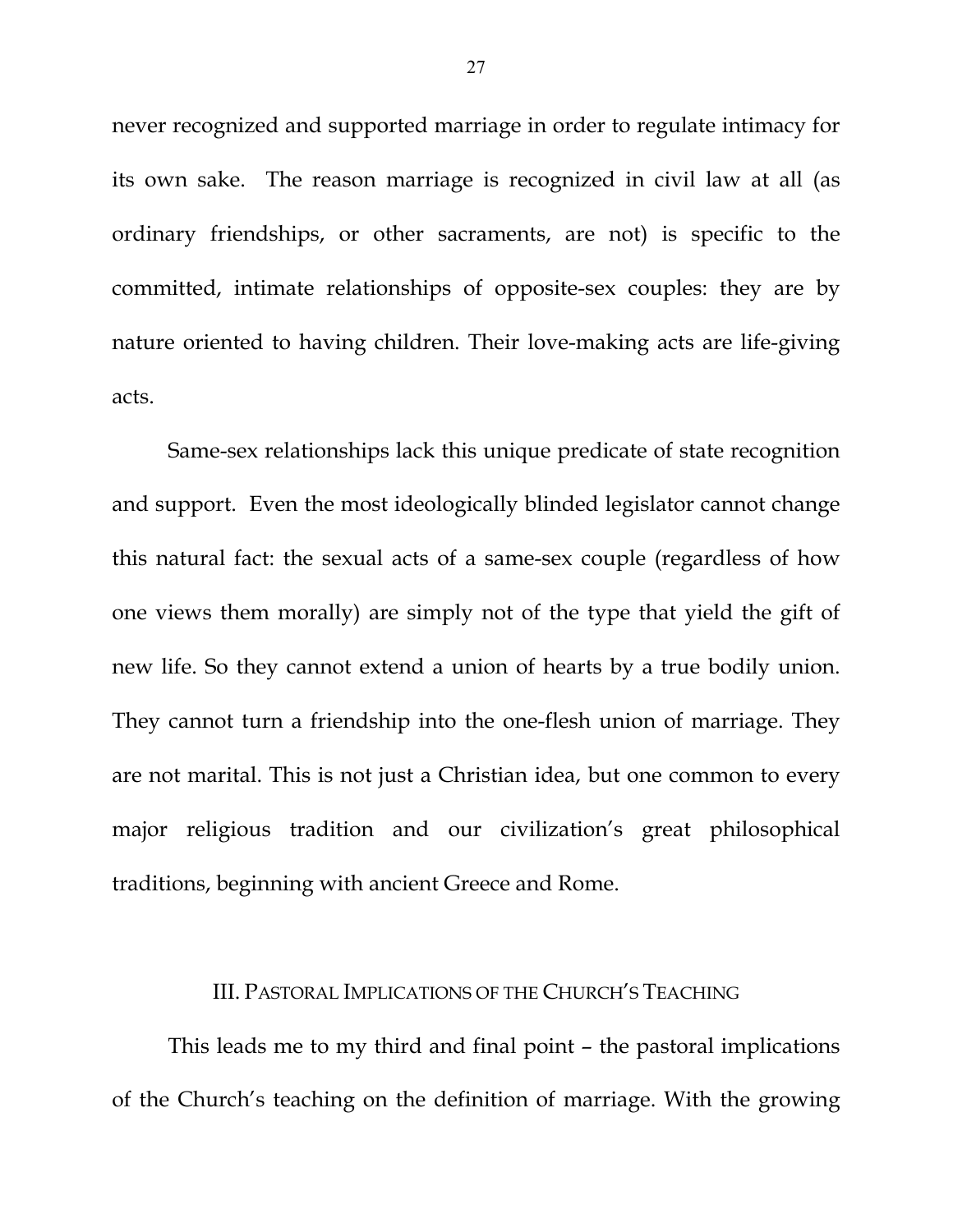never recognized and supported marriage in order to regulate intimacy for its own sake. The reason marriage is recognized in civil law at all (as ordinary friendships, or other sacraments, are not) is specific to the committed, intimate relationships of opposite-sex couples: they are by nature oriented to having children. Their love-making acts are life-giving acts.

Same-sex relationships lack this unique predicate of state recognition and support. Even the most ideologically blinded legislator cannot change this natural fact: the sexual acts of a same-sex couple (regardless of how one views them morally) are simply not of the type that yield the gift of new life. So they cannot extend a union of hearts by a true bodily union. They cannot turn a friendship into the one-flesh union of marriage. They are not marital. This is not just a Christian idea, but one common to every major religious tradition and our civilization's great philosophical traditions, beginning with ancient Greece and Rome.

## III. Pastoral Implications of the Church's Teaching

This leads me to my third and final point – the pastoral implications of the Church's teaching on the definition of marriage. With the growing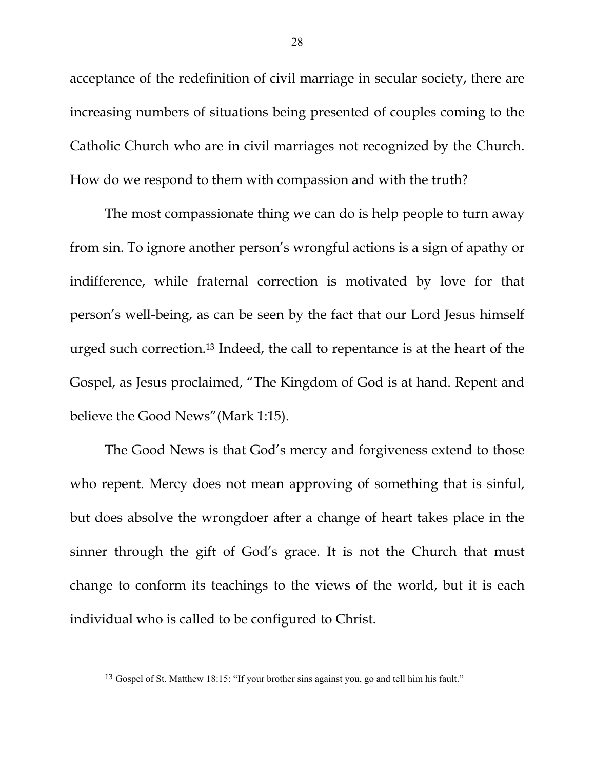acceptance of the redefinition of civil marriage in secular society, there are increasing numbers of situations being presented of couples coming to the Catholic Church who are in civil marriages not recognized by the Church. How do we respond to them with compassion and with the truth?

The most compassionate thing we can do is help people to turn away from sin. To ignore another person's wrongful actions is a sign of apathy or indifference, while fraternal correction is motivated by love for that person's well-being, as can be seen by the fact that our Lord Jesus himself urged such correction.[13] Indeed, the call to repentance is at the heart of the Gospel, as Jesus proclaimed, "The Kingdom of God is at hand. Repent and believe the Good News"(Mark 1:15).

The Good News is that God's mercy and forgiveness extend to those who repent. Mercy does not mean approving of something that is sinful, but does absolve the wrongdoer after a change of heart takes place in the sinner through the gift of God's grace. It is not the Church that must change to conform its teachings to the views of the world, but it is each individual who is called to be configured to Christ.

---

[13] Gospel of St. Matthew 18:15: "If your brother sins against you, go and tell him his fault."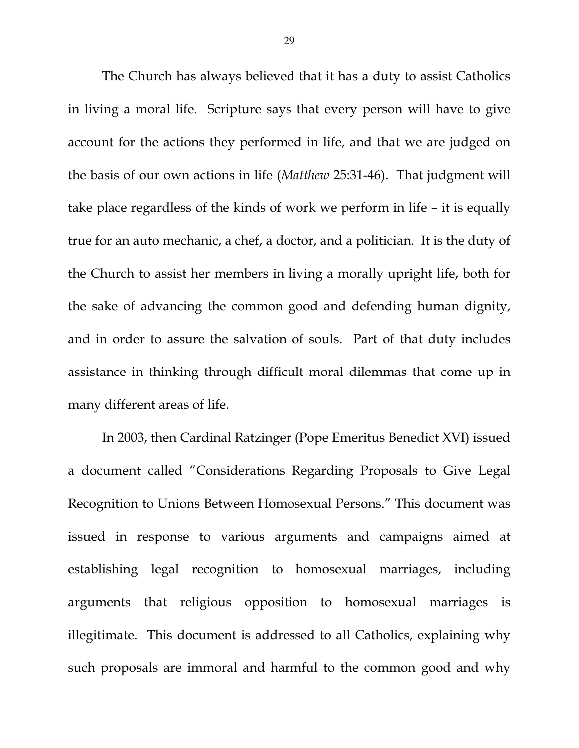The Church has always believed that it has a duty to assist Catholics in living a moral life. Scripture says that every person will have to give account for the actions they performed in life, and that we are judged on the basis of our own actions in life (*Matthew* 25:31-46). That judgment will take place regardless of the kinds of work we perform in life – it is equally true for an auto mechanic, a chef, a doctor, and a politician. It is the duty of the Church to assist her members in living a morally upright life, both for the sake of advancing the common good and defending human dignity, and in order to assure the salvation of souls. Part of that duty includes assistance in thinking through difficult moral dilemmas that come up in many different areas of life.

In 2003, then Cardinal Ratzinger (Pope Emeritus Benedict XVI) issued a document called "Considerations Regarding Proposals to Give Legal Recognition to Unions Between Homosexual Persons." This document was issued in response to various arguments and campaigns aimed at establishing legal recognition to homosexual marriages, including arguments that religious opposition to homosexual marriages is illegitimate. This document is addressed to all Catholics, explaining why such proposals are immoral and harmful to the common good and why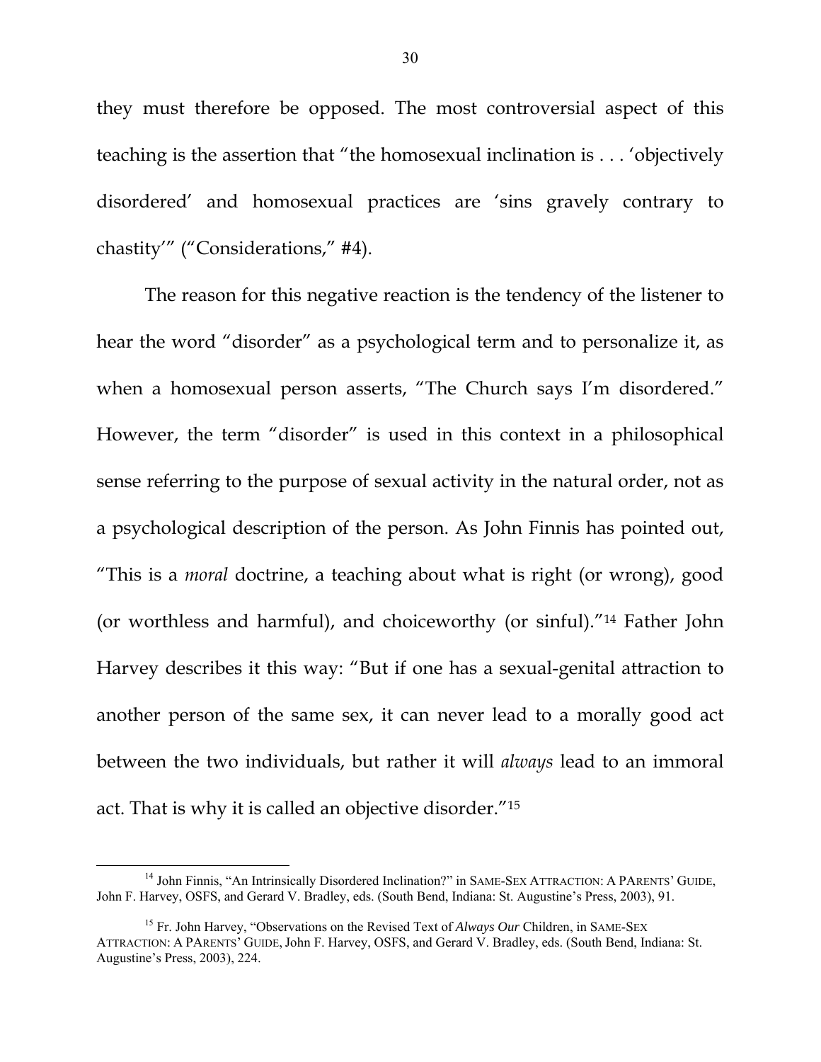they must therefore be opposed. The most controversial aspect of this teaching is the assertion that "the homosexual inclination is . . . 'objectively disordered' and homosexual practices are 'sins gravely contrary to chastity'" ("Considerations," #4).

The reason for this negative reaction is the tendency of the listener to hear the word "disorder" as a psychological term and to personalize it, as when a homosexual person asserts, "The Church says I'm disordered." However, the term "disorder" is used in this context in a philosophical sense referring to the purpose of sexual activity in the natural order, not as a psychological description of the person. As John Finnis has pointed out, "This is a *moral* doctrine, a teaching about what is right (or wrong), good (or worthless and harmful), and choiceworthy (or sinful)."[14] Father John Harvey describes it this way: "But if one has a sexual-genital attraction to another person of the same sex, it can never lead to a morally good act between the two individuals, but rather it will *always* lead to an immoral act. That is why it is called an objective disorder."[15]

---

[14] John Finnis, "An Intrinsically Disordered Inclination?" in SAME-SEX ATTRACTION: A PARENTS' GUIDE, John F. Harvey, OSFS, and Gerard V. Bradley, eds. (South Bend, Indiana: St. Augustine's Press, 2003), 91.

[15] Fr. John Harvey, "Observations on the Revised Text of *Always Our* Children, in SAME-SEX ATTRACTION: A PARENTS' GUIDE, John F. Harvey, OSFS, and Gerard V. Bradley, eds. (South Bend, Indiana: St. Augustine's Press, 2003), 224.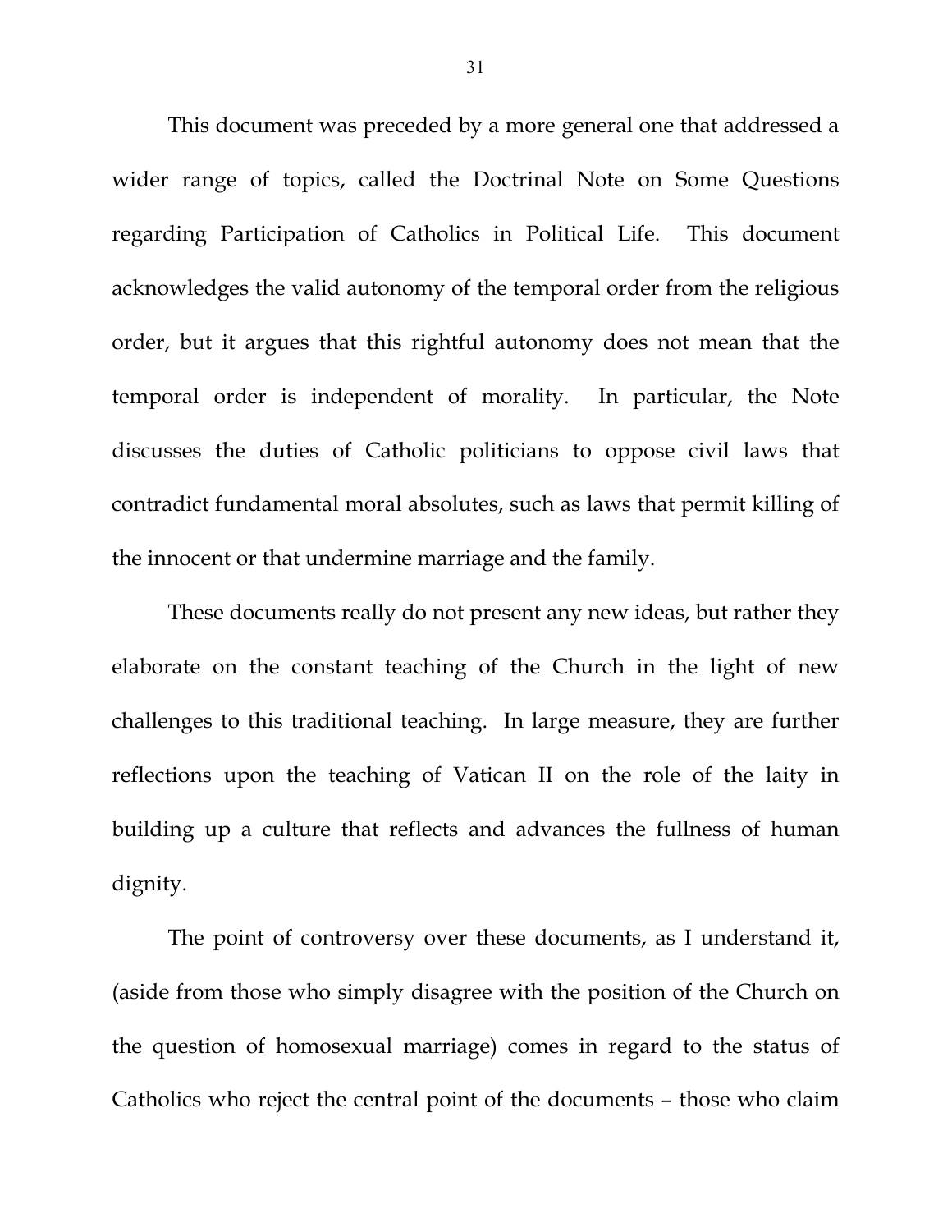This document was preceded by a more general one that addressed a wider range of topics, called the Doctrinal Note on Some Questions regarding Participation of Catholics in Political Life. This document acknowledges the valid autonomy of the temporal order from the religious order, but it argues that this rightful autonomy does not mean that the temporal order is independent of morality. In particular, the Note discusses the duties of Catholic politicians to oppose civil laws that contradict fundamental moral absolutes, such as laws that permit killing of the innocent or that undermine marriage and the family.

These documents really do not present any new ideas, but rather they elaborate on the constant teaching of the Church in the light of new challenges to this traditional teaching. In large measure, they are further reflections upon the teaching of Vatican II on the role of the laity in building up a culture that reflects and advances the fullness of human dignity.

The point of controversy over these documents, as I understand it, (aside from those who simply disagree with the position of the Church on the question of homosexual marriage) comes in regard to the status of Catholics who reject the central point of the documents – those who claim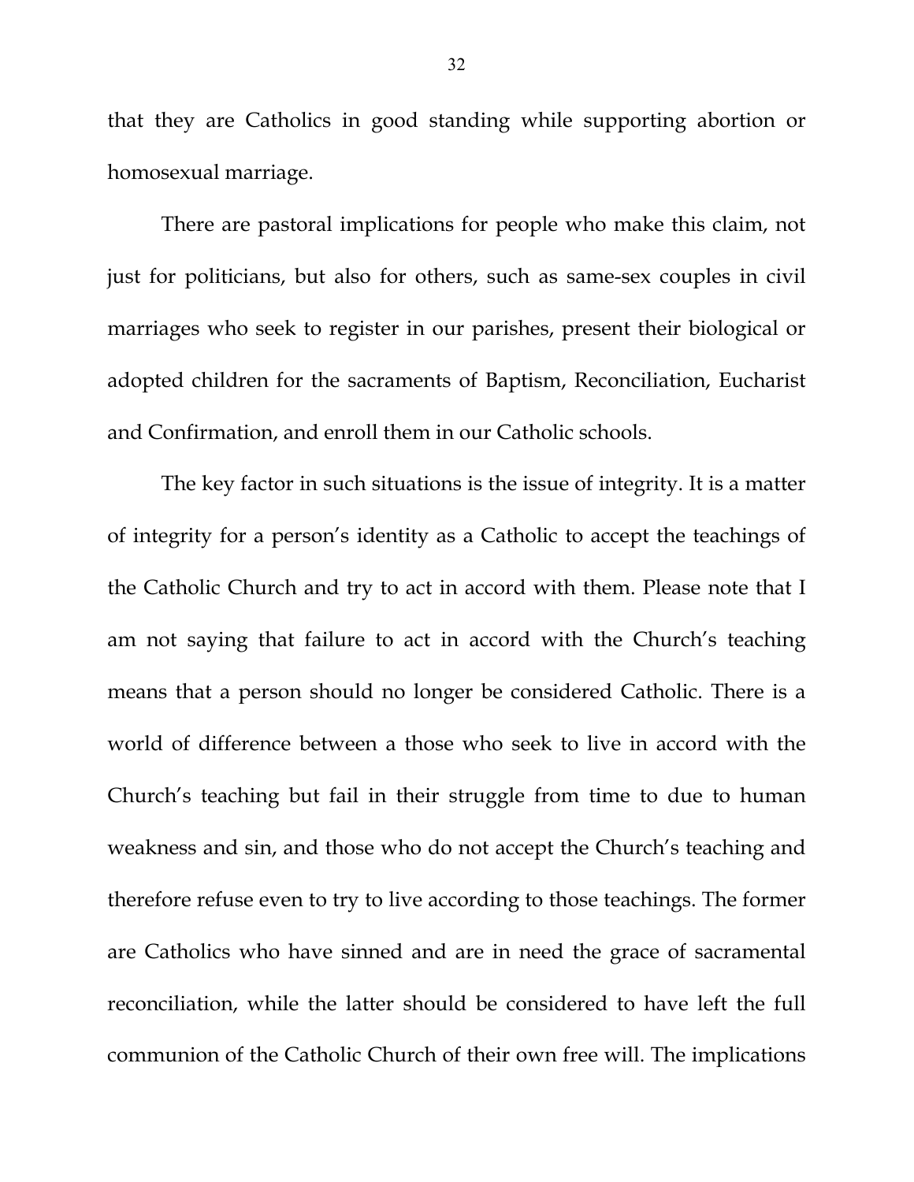that they are Catholics in good standing while supporting abortion or homosexual marriage.

There are pastoral implications for people who make this claim, not just for politicians, but also for others, such as same-sex couples in civil marriages who seek to register in our parishes, present their biological or adopted children for the sacraments of Baptism, Reconciliation, Eucharist and Confirmation, and enroll them in our Catholic schools.

The key factor in such situations is the issue of integrity. It is a matter of integrity for a person's identity as a Catholic to accept the teachings of the Catholic Church and try to act in accord with them. Please note that I am not saying that failure to act in accord with the Church's teaching means that a person should no longer be considered Catholic. There is a world of difference between a those who seek to live in accord with the Church's teaching but fail in their struggle from time to due to human weakness and sin, and those who do not accept the Church's teaching and therefore refuse even to try to live according to those teachings. The former are Catholics who have sinned and are in need the grace of sacramental reconciliation, while the latter should be considered to have left the full communion of the Catholic Church of their own free will. The implications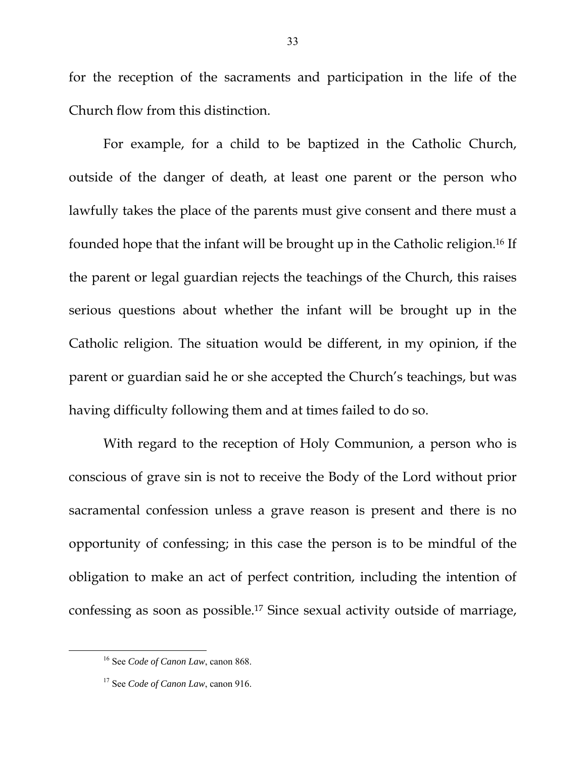for the reception of the sacraments and participation in the life of the Church flow from this distinction.

For example, for a child to be baptized in the Catholic Church, outside of the danger of death, at least one parent or the person who lawfully takes the place of the parents must give consent and there must a founded hope that the infant will be brought up in the Catholic religion.[16] If the parent or legal guardian rejects the teachings of the Church, this raises serious questions about whether the infant will be brought up in the Catholic religion. The situation would be different, in my opinion, if the parent or guardian said he or she accepted the Church's teachings, but was having difficulty following them and at times failed to do so.

With regard to the reception of Holy Communion, a person who is conscious of grave sin is not to receive the Body of the Lord without prior sacramental confession unless a grave reason is present and there is no opportunity of confessing; in this case the person is to be mindful of the obligation to make an act of perfect contrition, including the intention of confessing as soon as possible.[17] Since sexual activity outside of marriage,

---

[16] See *Code of Canon Law*, canon 868.

[17] See *Code of Canon Law*, canon 916.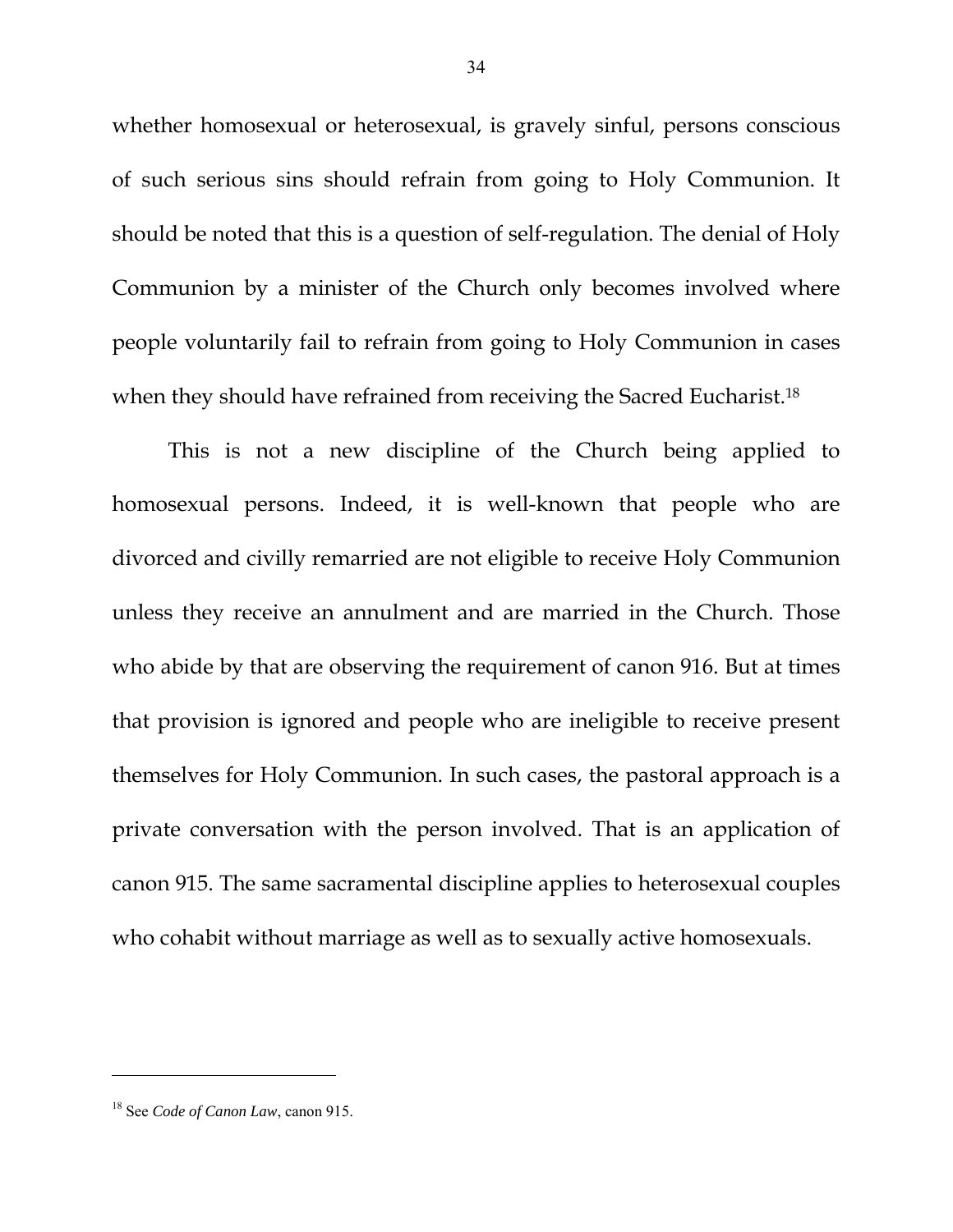whether homosexual or heterosexual, is gravely sinful, persons conscious of such serious sins should refrain from going to Holy Communion. It should be noted that this is a question of self-regulation. The denial of Holy Communion by a minister of the Church only becomes involved where people voluntarily fail to refrain from going to Holy Communion in cases when they should have refrained from receiving the Sacred Eucharist.[18]

This is not a new discipline of the Church being applied to homosexual persons. Indeed, it is well-known that people who are divorced and civilly remarried are not eligible to receive Holy Communion unless they receive an annulment and are married in the Church. Those who abide by that are observing the requirement of canon 916. But at times that provision is ignored and people who are ineligible to receive present themselves for Holy Communion. In such cases, the pastoral approach is a private conversation with the person involved. That is an application of canon 915. The same sacramental discipline applies to heterosexual couples who cohabit without marriage as well as to sexually active homosexuals.

---

[18] See *Code of Canon Law*, canon 915.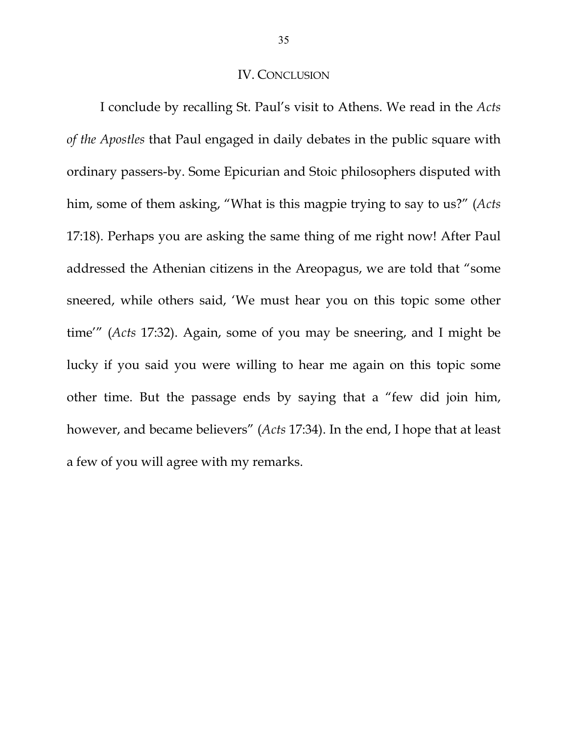## IV. Conclusion

I conclude by recalling St. Paul's visit to Athens. We read in the *Acts of the Apostles* that Paul engaged in daily debates in the public square with ordinary passers-by. Some Epicurian and Stoic philosophers disputed with him, some of them asking, "What is this magpie trying to say to us?" (*Acts* 17:18). Perhaps you are asking the same thing of me right now! After Paul addressed the Athenian citizens in the Areopagus, we are told that "some sneered, while others said, 'We must hear you on this topic some other time'" (*Acts* 17:32). Again, some of you may be sneering, and I might be lucky if you said you were willing to hear me again on this topic some other time. But the passage ends by saying that a "few did join him, however, and became believers" (*Acts* 17:34). In the end, I hope that at least a few of you will agree with my remarks.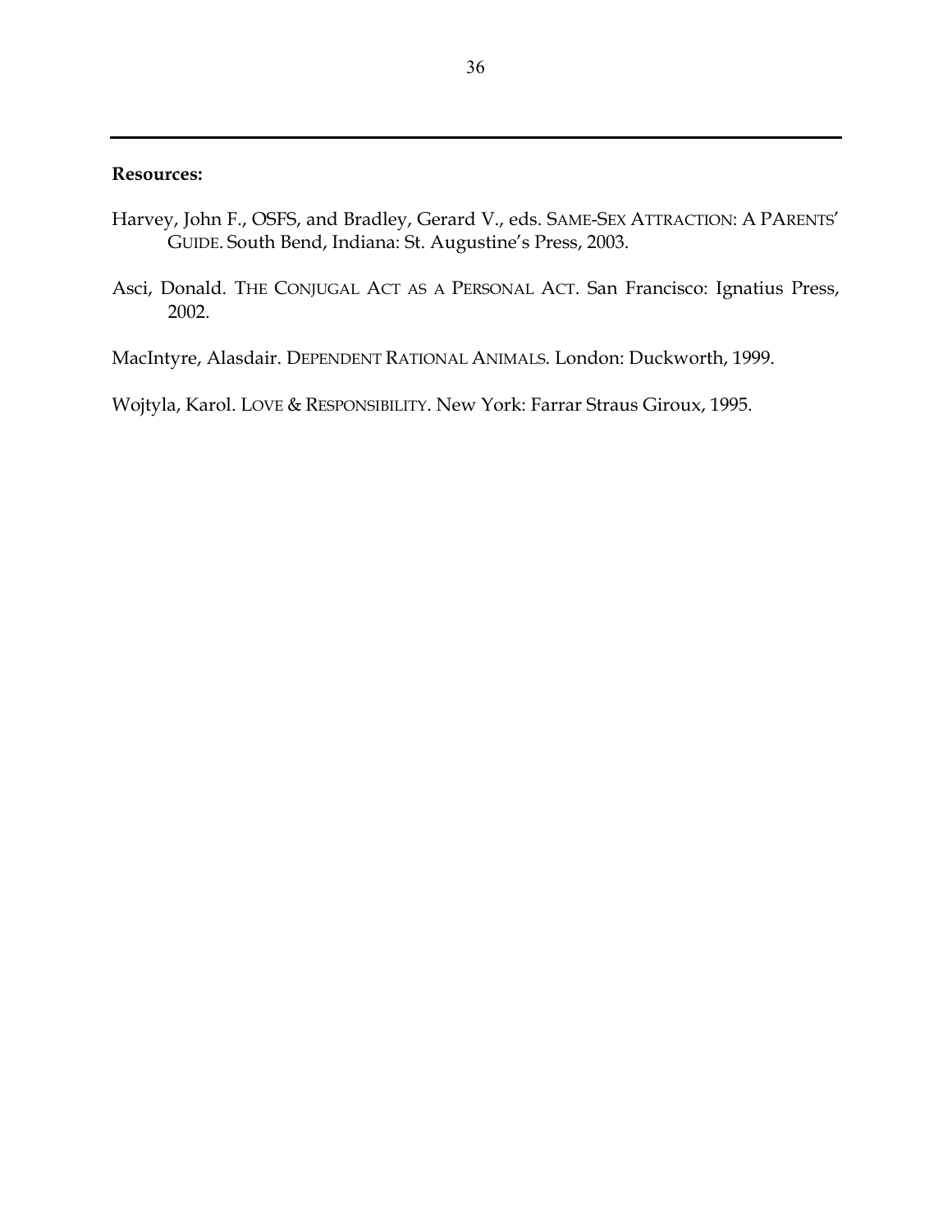**Resources:**

Harvey, John F., OSFS, and Bradley, Gerard V., eds. SAME-SEX ATTRACTION: A PARENTS' GUIDE. South Bend, Indiana: St. Augustine's Press, 2003.

Asci, Donald. THE CONJUGAL ACT AS A PERSONAL ACT. San Francisco: Ignatius Press, 2002.

MacIntyre, Alasdair. DEPENDENT RATIONAL ANIMALS. London: Duckworth, 1999.

Wojtyla, Karol. LOVE & RESPONSIBILITY. New York: Farrar Straus Giroux, 1995.